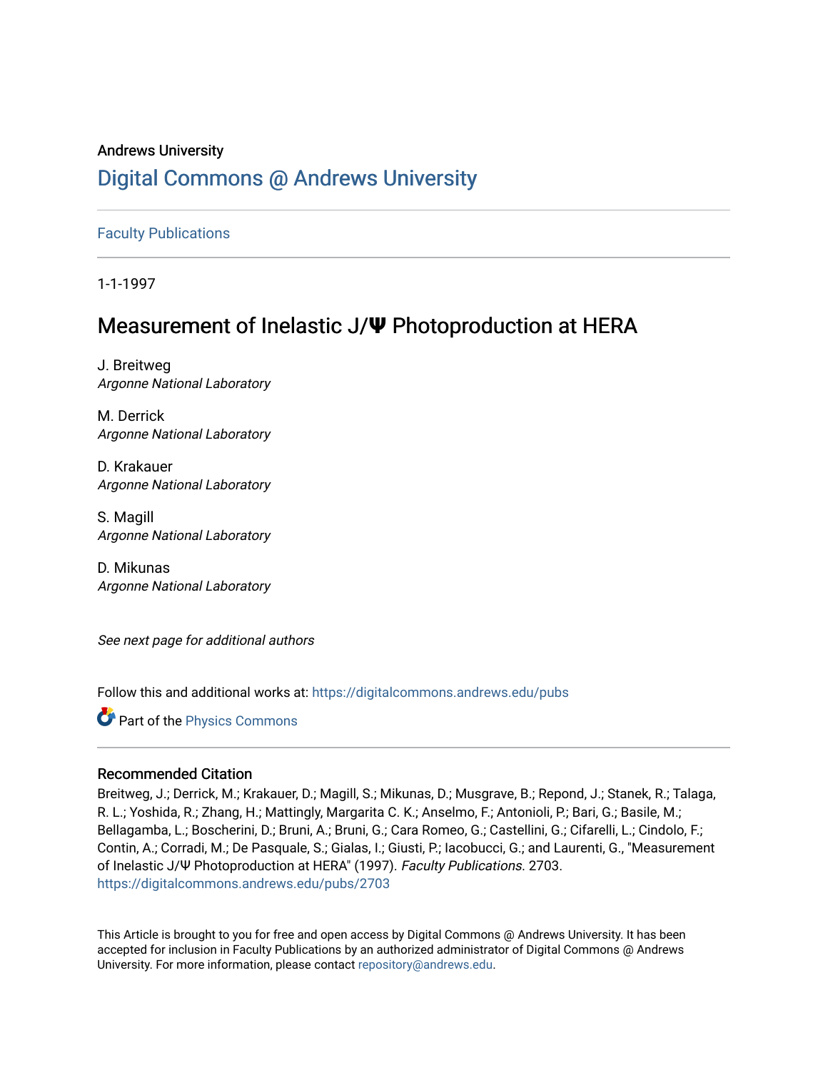Andrews University

# Digital Commons @ Andrews University

Faculty Publications

1-1-1997

## Measurement of Inelastic J/Ψ Photoproduction at HERA

J. Breitweg
*Argonne National Laboratory*

M. Derrick
*Argonne National Laboratory*

D. Krakauer
*Argonne National Laboratory*

S. Magill
*Argonne National Laboratory*

D. Mikunas
*Argonne National Laboratory*

*See next page for additional authors*

Follow this and additional works at: https://digitalcommons.andrews.edu/pubs

Part of the Physics Commons

### Recommended Citation

Breitweg, J.; Derrick, M.; Krakauer, D.; Magill, S.; Mikunas, D.; Musgrave, B.; Repond, J.; Stanek, R.; Talaga, R. L.; Yoshida, R.; Zhang, H.; Mattingly, Margarita C. K.; Anselmo, F.; Antonioli, P.; Bari, G.; Basile, M.; Bellagamba, L.; Boscherini, D.; Bruni, A.; Bruni, G.; Cara Romeo, G.; Castellini, G.; Cifarelli, L.; Cindolo, F.; Contin, A.; Corradi, M.; De Pasquale, S.; Gialas, I.; Giusti, P.; Iacobucci, G.; and Laurenti, G., "Measurement of Inelastic J/Ψ Photoproduction at HERA" (1997). *Faculty Publications*. 2703.
https://digitalcommons.andrews.edu/pubs/2703

This Article is brought to you for free and open access by Digital Commons @ Andrews University. It has been accepted for inclusion in Faculty Publications by an authorized administrator of Digital Commons @ Andrews University. For more information, please contact repository@andrews.edu.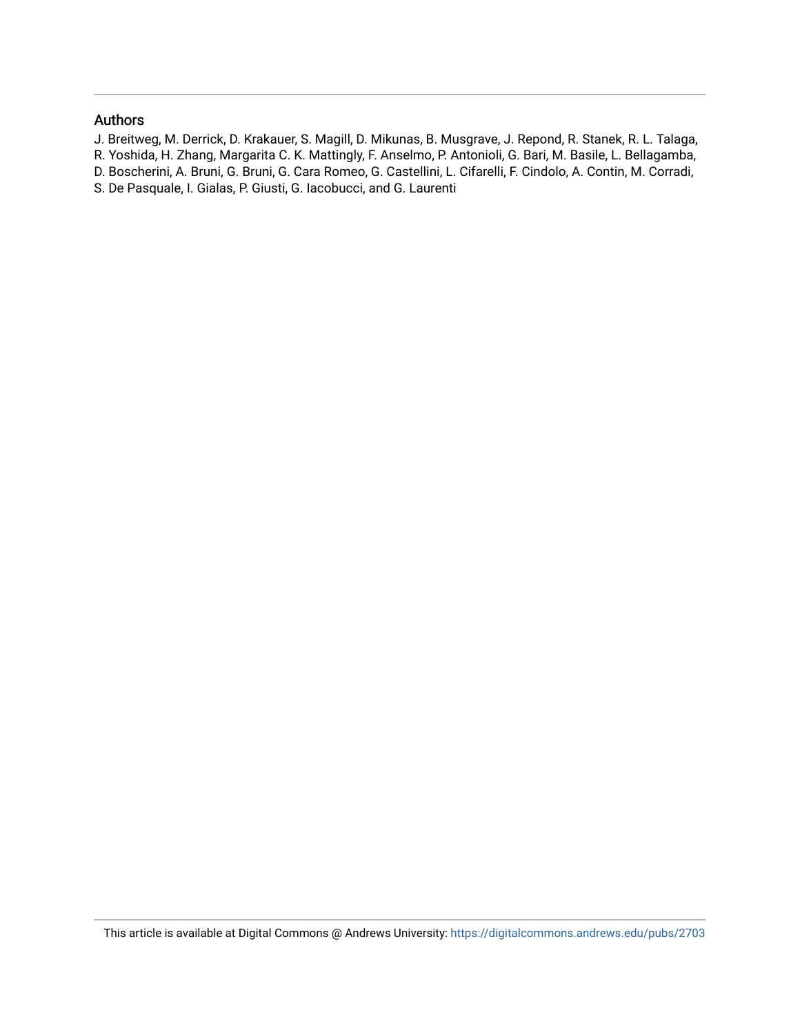## Authors

J. Breitweg, M. Derrick, D. Krakauer, S. Magill, D. Mikunas, B. Musgrave, J. Repond, R. Stanek, R. L. Talaga, R. Yoshida, H. Zhang, Margarita C. K. Mattingly, F. Anselmo, P. Antonioli, G. Bari, M. Basile, L. Bellagamba, D. Boscherini, A. Bruni, G. Bruni, G. Cara Romeo, G. Castellini, L. Cifarelli, F. Cindolo, A. Contin, M. Corradi, S. De Pasquale, I. Gialas, P. Giusti, G. Iacobucci, and G. Laurenti

This article is available at Digital Commons @ Andrews University: https://digitalcommons.andrews.edu/pubs/2703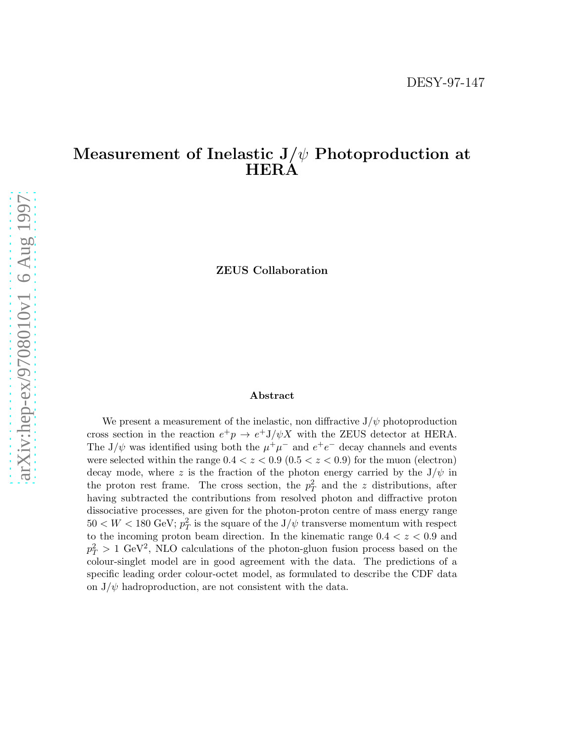DESY-97-147

# Measurement of Inelastic J/$\psi$ Photoproduction at HERA

**ZEUS Collaboration**

## Abstract

We present a measurement of the inelastic, non diffractive J/$\psi$ photoproduction cross section in the reaction $e^+p \rightarrow e^+\mathrm{J}/\psi X$ with the ZEUS detector at HERA. The J/$\psi$ was identified using both the $\mu^+\mu^-$ and $e^+e^-$ decay channels and events were selected within the range $0.4 < z < 0.9$ ($0.5 < z < 0.9$) for the muon (electron) decay mode, where $z$ is the fraction of the photon energy carried by the J/$\psi$ in the proton rest frame. The cross section, the $p_T^2$ and the $z$ distributions, after having subtracted the contributions from resolved photon and diffractive proton dissociative processes, are given for the photon-proton centre of mass energy range $50 < W < 180$ GeV; $p_T^2$ is the square of the J/$\psi$ transverse momentum with respect to the incoming proton beam direction. In the kinematic range $0.4 < z < 0.9$ and $p_T^2 > 1$ GeV$^2$, NLO calculations of the photon-gluon fusion process based on the colour-singlet model are in good agreement with the data. The predictions of a specific leading order colour-octet model, as formulated to describe the CDF data on J/$\psi$ hadroproduction, are not consistent with the data.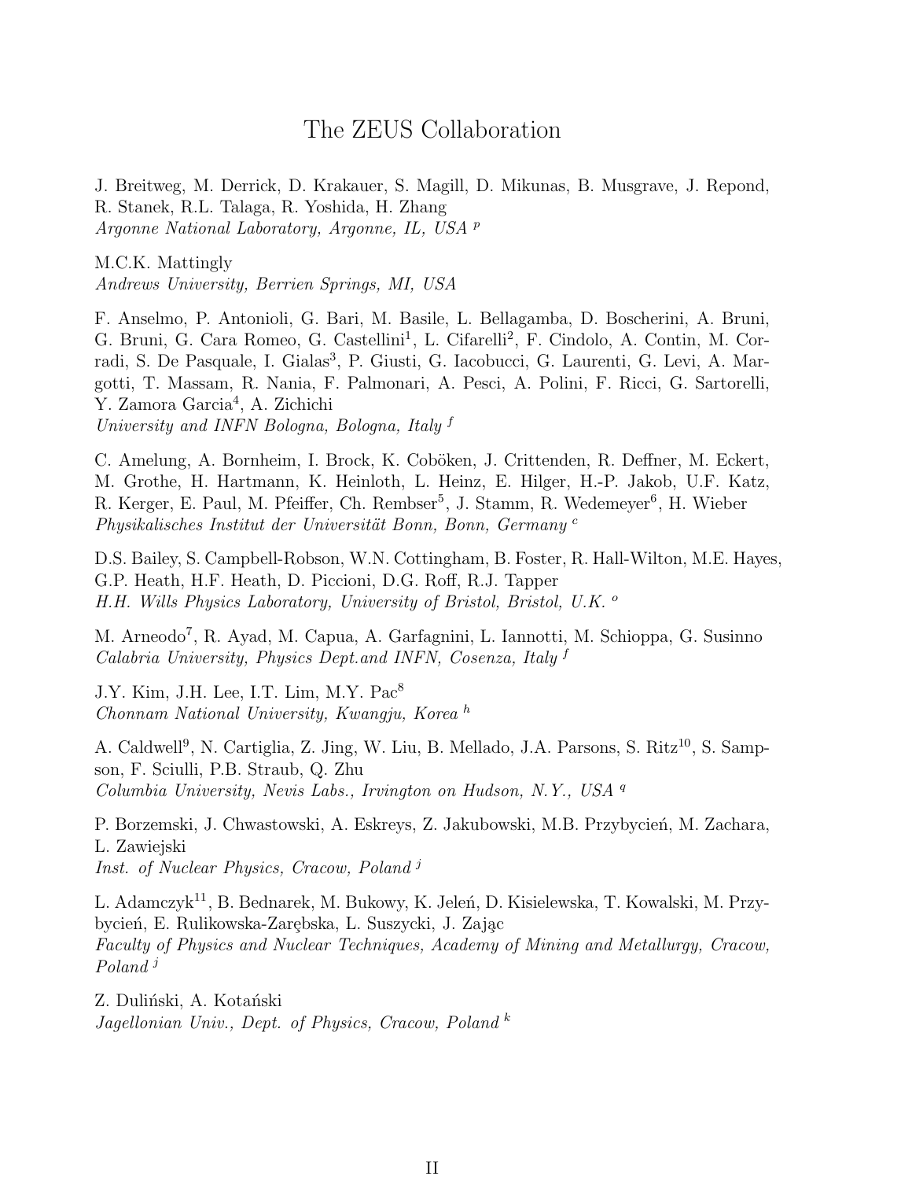# The ZEUS Collaboration

J. Breitweg, M. Derrick, D. Krakauer, S. Magill, D. Mikunas, B. Musgrave, J. Repond, R. Stanek, R.L. Talaga, R. Yoshida, H. Zhang
*Argonne National Laboratory, Argonne, IL, USA* [p]

M.C.K. Mattingly
*Andrews University, Berrien Springs, MI, USA*

F. Anselmo, P. Antonioli, G. Bari, M. Basile, L. Bellagamba, D. Boscherini, A. Bruni, G. Bruni, G. Cara Romeo, G. Castellini[1], L. Cifarelli[2], F. Cindolo, A. Contin, M. Corradi, S. De Pasquale, I. Gialas[3], P. Giusti, G. Iacobucci, G. Laurenti, G. Levi, A. Margotti, T. Massam, R. Nania, F. Palmonari, A. Pesci, A. Polini, F. Ricci, G. Sartorelli, Y. Zamora Garcia[4], A. Zichichi
*University and INFN Bologna, Bologna, Italy* [f]

C. Amelung, A. Bornheim, I. Brock, K. Coböken, J. Crittenden, R. Deffner, M. Eckert, M. Grothe, H. Hartmann, K. Heinloth, L. Heinz, E. Hilger, H.-P. Jakob, U.F. Katz, R. Kerger, E. Paul, M. Pfeiffer, Ch. Rembser[5], J. Stamm, R. Wedemeyer[6], H. Wieber
*Physikalisches Institut der Universität Bonn, Bonn, Germany* [c]

D.S. Bailey, S. Campbell-Robson, W.N. Cottingham, B. Foster, R. Hall-Wilton, M.E. Hayes, G.P. Heath, H.F. Heath, D. Piccioni, D.G. Roff, R.J. Tapper
*H.H. Wills Physics Laboratory, University of Bristol, Bristol, U.K.* [o]

M. Arneodo[7], R. Ayad, M. Capua, A. Garfagnini, L. Iannotti, M. Schioppa, G. Susinno
*Calabria University, Physics Dept.and INFN, Cosenza, Italy* [f]

J.Y. Kim, J.H. Lee, I.T. Lim, M.Y. Pac[8]
*Chonnam National University, Kwangju, Korea* [h]

A. Caldwell[9], N. Cartiglia, Z. Jing, W. Liu, B. Mellado, J.A. Parsons, S. Ritz[10], S. Sampson, F. Sciulli, P.B. Straub, Q. Zhu
*Columbia University, Nevis Labs., Irvington on Hudson, N.Y., USA* [q]

P. Borzemski, J. Chwastowski, A. Eskreys, Z. Jakubowski, M.B. Przybycień, M. Zachara, L. Zawiejski
*Inst. of Nuclear Physics, Cracow, Poland* [j]

L. Adamczyk[11], B. Bednarek, M. Bukowy, K. Jeleń, D. Kisielewska, T. Kowalski, M. Przybycień, E. Rulikowska-Zarębska, L. Suszycki, J. Zając
*Faculty of Physics and Nuclear Techniques, Academy of Mining and Metallurgy, Cracow, Poland* [j]

Z. Duliński, A. Kotański
*Jagellonian Univ., Dept. of Physics, Cracow, Poland* [k]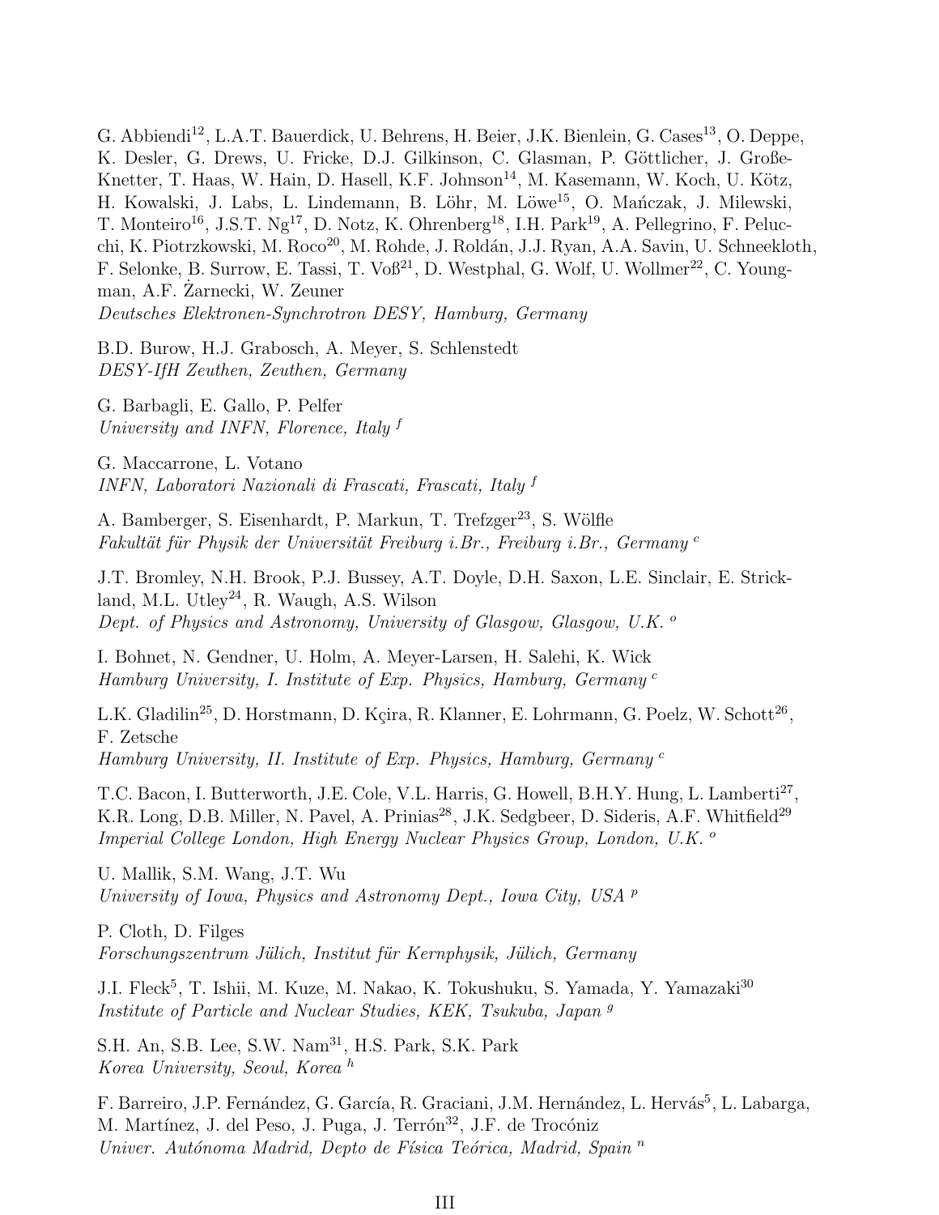G. Abbiendi[12], L.A.T. Bauerdick, U. Behrens, H. Beier, J.K. Bienlein, G. Cases[13], O. Deppe, K. Desler, G. Drews, U. Fricke, D.J. Gilkinson, C. Glasman, P. Göttlicher, J. Große-Knetter, T. Haas, W. Hain, D. Hasell, K.F. Johnson[14], M. Kasemann, W. Koch, U. Kötz, H. Kowalski, J. Labs, L. Lindemann, B. Löhr, M. Löwe[15], O. Mańczak, J. Milewski, T. Monteiro[16], J.S.T. Ng[17], D. Notz, K. Ohrenberg[18], I.H. Park[19], A. Pellegrino, F. Pelucchi, K. Piotrzkowski, M. Roco[20], M. Rohde, J. Roldán, J.J. Ryan, A.A. Savin, U. Schneekloth, F. Selonke, B. Surrow, E. Tassi, T. Voß[21], D. Westphal, G. Wolf, U. Wollmer[22], C. Youngman, A.F. Żarnecki, W. Zeuner
*Deutsches Elektronen-Synchrotron DESY, Hamburg, Germany*

B.D. Burow, H.J. Grabosch, A. Meyer, S. Schlenstedt
*DESY-IfH Zeuthen, Zeuthen, Germany*

G. Barbagli, E. Gallo, P. Pelfer
*University and INFN, Florence, Italy* [f]

G. Maccarrone, L. Votano
*INFN, Laboratori Nazionali di Frascati, Frascati, Italy* [f]

A. Bamberger, S. Eisenhardt, P. Markun, T. Trefzger[23], S. Wölfle
*Fakultät für Physik der Universität Freiburg i.Br., Freiburg i.Br., Germany* [c]

J.T. Bromley, N.H. Brook, P.J. Bussey, A.T. Doyle, D.H. Saxon, L.E. Sinclair, E. Strickland, M.L. Utley[24], R. Waugh, A.S. Wilson
*Dept. of Physics and Astronomy, University of Glasgow, Glasgow, U.K.* [o]

I. Bohnet, N. Gendner, U. Holm, A. Meyer-Larsen, H. Salehi, K. Wick
*Hamburg University, I. Institute of Exp. Physics, Hamburg, Germany* [c]

L.K. Gladilin[25], D. Horstmann, D. Kçira, R. Klanner, E. Lohrmann, G. Poelz, W. Schott[26], F. Zetsche
*Hamburg University, II. Institute of Exp. Physics, Hamburg, Germany* [c]

T.C. Bacon, I. Butterworth, J.E. Cole, V.L. Harris, G. Howell, B.H.Y. Hung, L. Lamberti[27], K.R. Long, D.B. Miller, N. Pavel, A. Prinias[28], J.K. Sedgbeer, D. Sideris, A.F. Whitfield[29]
*Imperial College London, High Energy Nuclear Physics Group, London, U.K.* [o]

U. Mallik, S.M. Wang, J.T. Wu
*University of Iowa, Physics and Astronomy Dept., Iowa City, USA* [p]

P. Cloth, D. Filges
*Forschungszentrum Jülich, Institut für Kernphysik, Jülich, Germany*

J.I. Fleck[5], T. Ishii, M. Kuze, M. Nakao, K. Tokushuku, S. Yamada, Y. Yamazaki[30]
*Institute of Particle and Nuclear Studies, KEK, Tsukuba, Japan* [g]

S.H. An, S.B. Lee, S.W. Nam[31], H.S. Park, S.K. Park
*Korea University, Seoul, Korea* [h]

F. Barreiro, J.P. Fernández, G. García, R. Graciani, J.M. Hernández, L. Hervás[5], L. Labarga, M. Martínez, J. del Peso, J. Puga, J. Terrón[32], J.F. de Trocóniz
*Univer. Autónoma Madrid, Depto de Física Teórica, Madrid, Spain* [n]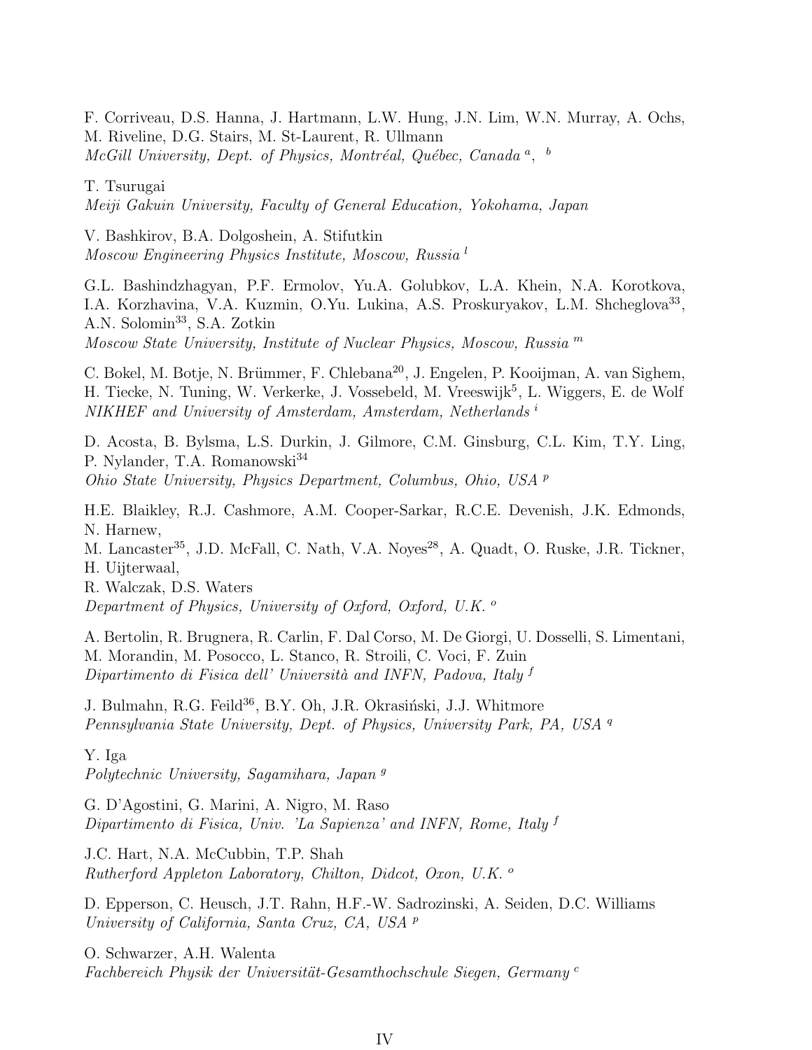F. Corriveau, D.S. Hanna, J. Hartmann, L.W. Hung, J.N. Lim, W.N. Murray, A. Ochs, M. Riveline, D.G. Stairs, M. St-Laurent, R. Ullmann
*McGill University, Dept. of Physics, Montréal, Québec, Canada* [a], [b]

T. Tsurugai
*Meiji Gakuin University, Faculty of General Education, Yokohama, Japan*

V. Bashkirov, B.A. Dolgoshein, A. Stifutkin
*Moscow Engineering Physics Institute, Moscow, Russia* [l]

G.L. Bashindzhagyan, P.F. Ermolov, Yu.A. Golubkov, L.A. Khein, N.A. Korotkova, I.A. Korzhavina, V.A. Kuzmin, O.Yu. Lukina, A.S. Proskuryakov, L.M. Shcheglova[33], A.N. Solomin[33], S.A. Zotkin
*Moscow State University, Institute of Nuclear Physics, Moscow, Russia* [m]

C. Bokel, M. Botje, N. Brümmer, F. Chlebana[20], J. Engelen, P. Kooijman, A. van Sighem, H. Tiecke, N. Tuning, W. Verkerke, J. Vossebeld, M. Vreeswijk[5], L. Wiggers, E. de Wolf
*NIKHEF and University of Amsterdam, Amsterdam, Netherlands* [i]

D. Acosta, B. Bylsma, L.S. Durkin, J. Gilmore, C.M. Ginsburg, C.L. Kim, T.Y. Ling, P. Nylander, T.A. Romanowski[34]
*Ohio State University, Physics Department, Columbus, Ohio, USA* [p]

H.E. Blaikley, R.J. Cashmore, A.M. Cooper-Sarkar, R.C.E. Devenish, J.K. Edmonds, N. Harnew,
M. Lancaster[35], J.D. McFall, C. Nath, V.A. Noyes[28], A. Quadt, O. Ruske, J.R. Tickner, H. Uijterwaal,
R. Walczak, D.S. Waters
*Department of Physics, University of Oxford, Oxford, U.K.* [o]

A. Bertolin, R. Brugnera, R. Carlin, F. Dal Corso, M. De Giorgi, U. Dosselli, S. Limentani, M. Morandin, M. Posocco, L. Stanco, R. Stroili, C. Voci, F. Zuin
*Dipartimento di Fisica dell' Università and INFN, Padova, Italy* [f]

J. Bulmahn, R.G. Feild[36], B.Y. Oh, J.R. Okrasiński, J.J. Whitmore
*Pennsylvania State University, Dept. of Physics, University Park, PA, USA* [q]

Y. Iga
*Polytechnic University, Sagamihara, Japan* [g]

G. D'Agostini, G. Marini, A. Nigro, M. Raso
*Dipartimento di Fisica, Univ. 'La Sapienza' and INFN, Rome, Italy* [f]

J.C. Hart, N.A. McCubbin, T.P. Shah
*Rutherford Appleton Laboratory, Chilton, Didcot, Oxon, U.K.* [o]

D. Epperson, C. Heusch, J.T. Rahn, H.F.-W. Sadrozinski, A. Seiden, D.C. Williams
*University of California, Santa Cruz, CA, USA* [p]

O. Schwarzer, A.H. Walenta
*Fachbereich Physik der Universität-Gesamthochschule Siegen, Germany* [c]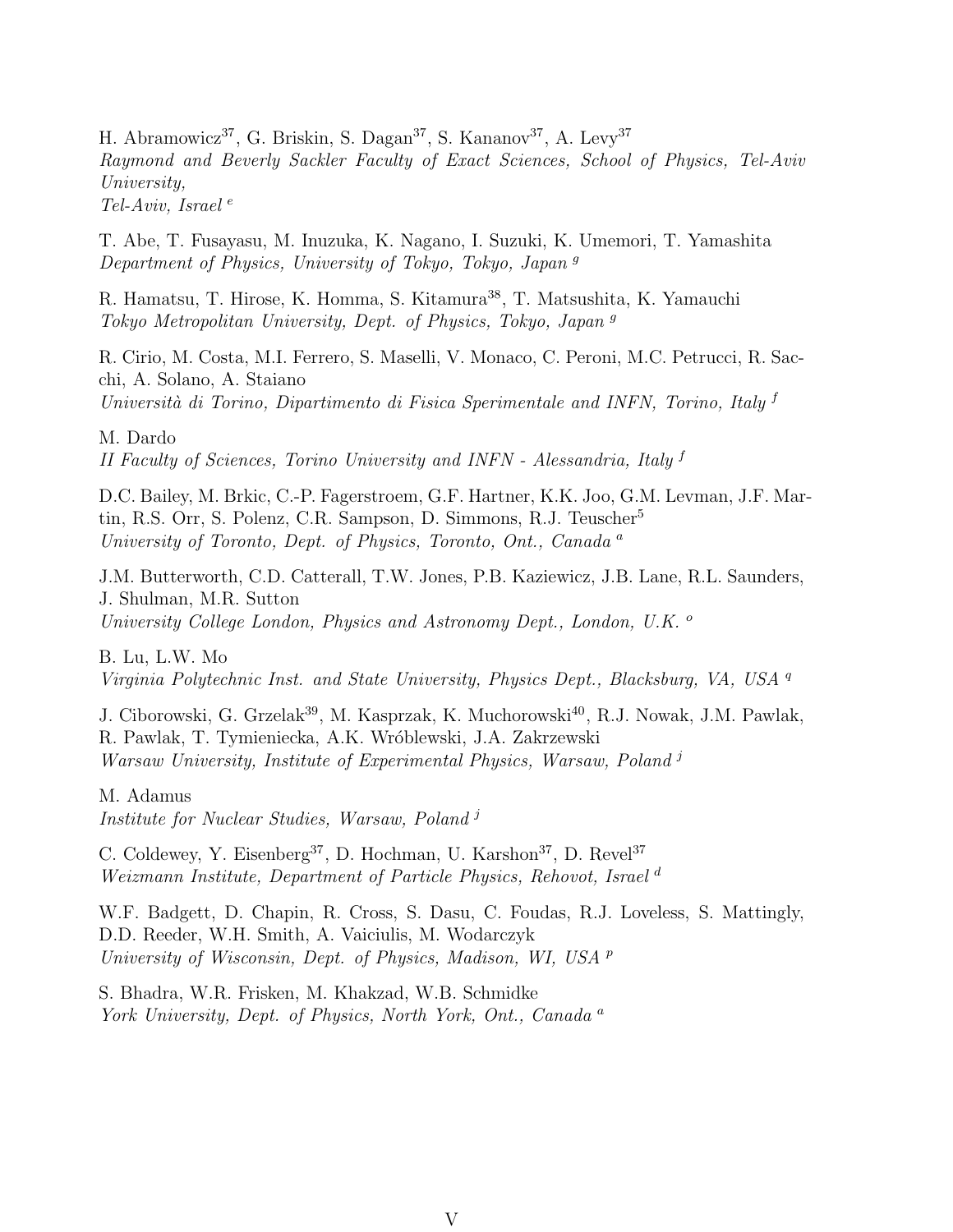H. Abramowicz[37], G. Briskin, S. Dagan[37], S. Kananov[37], A. Levy[37]
*Raymond and Beverly Sackler Faculty of Exact Sciences, School of Physics, Tel-Aviv University,*
*Tel-Aviv, Israel* [e]

T. Abe, T. Fusayasu, M. Inuzuka, K. Nagano, I. Suzuki, K. Umemori, T. Yamashita
*Department of Physics, University of Tokyo, Tokyo, Japan* [g]

R. Hamatsu, T. Hirose, K. Homma, S. Kitamura[38], T. Matsushita, K. Yamauchi
*Tokyo Metropolitan University, Dept. of Physics, Tokyo, Japan* [g]

R. Cirio, M. Costa, M.I. Ferrero, S. Maselli, V. Monaco, C. Peroni, M.C. Petrucci, R. Sacchi, A. Solano, A. Staiano
*Università di Torino, Dipartimento di Fisica Sperimentale and INFN, Torino, Italy* [f]

M. Dardo
*II Faculty of Sciences, Torino University and INFN - Alessandria, Italy* [f]

D.C. Bailey, M. Brkic, C.-P. Fagerstroem, G.F. Hartner, K.K. Joo, G.M. Levman, J.F. Martin, R.S. Orr, S. Polenz, C.R. Sampson, D. Simmons, R.J. Teuscher[5]
*University of Toronto, Dept. of Physics, Toronto, Ont., Canada* [a]

J.M. Butterworth, C.D. Catterall, T.W. Jones, P.B. Kaziewicz, J.B. Lane, R.L. Saunders, J. Shulman, M.R. Sutton
*University College London, Physics and Astronomy Dept., London, U.K.* [o]

B. Lu, L.W. Mo
*Virginia Polytechnic Inst. and State University, Physics Dept., Blacksburg, VA, USA* [q]

J. Ciborowski, G. Grzelak[39], M. Kasprzak, K. Muchorowski[40], R.J. Nowak, J.M. Pawlak, R. Pawlak, T. Tymieniecka, A.K. Wróblewski, J.A. Zakrzewski
*Warsaw University, Institute of Experimental Physics, Warsaw, Poland* [j]

M. Adamus
*Institute for Nuclear Studies, Warsaw, Poland* [j]

C. Coldewey, Y. Eisenberg[37], D. Hochman, U. Karshon[37], D. Revel[37]
*Weizmann Institute, Department of Particle Physics, Rehovot, Israel* [d]

W.F. Badgett, D. Chapin, R. Cross, S. Dasu, C. Foudas, R.J. Loveless, S. Mattingly, D.D. Reeder, W.H. Smith, A. Vaiciulis, M. Wodarczyk
*University of Wisconsin, Dept. of Physics, Madison, WI, USA* [p]

S. Bhadra, W.R. Frisken, M. Khakzad, W.B. Schmidke
*York University, Dept. of Physics, North York, Ont., Canada* [a]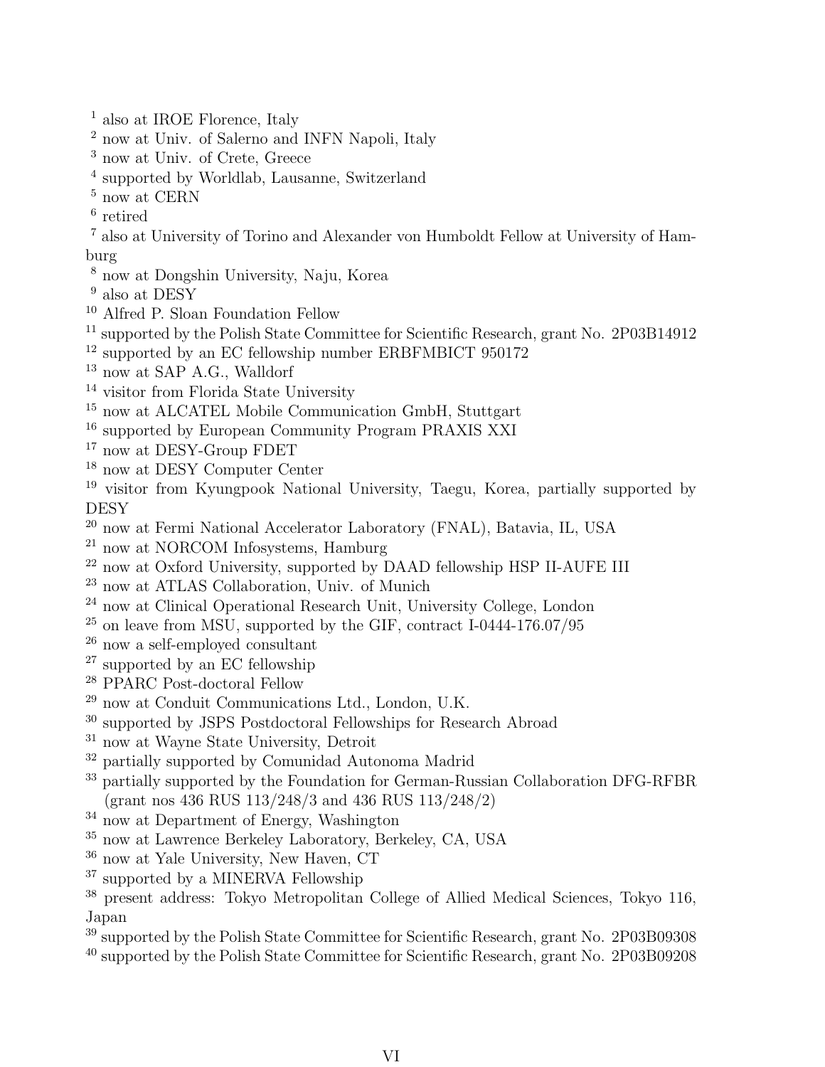[1] also at IROE Florence, Italy  
[2] now at Univ. of Salerno and INFN Napoli, Italy  
[3] now at Univ. of Crete, Greece  
[4] supported by Worldlab, Lausanne, Switzerland  
[5] now at CERN  
[6] retired  
[7] also at University of Torino and Alexander von Humboldt Fellow at University of Hamburg  
[8] now at Dongshin University, Naju, Korea  
[9] also at DESY  
[10] Alfred P. Sloan Foundation Fellow  
[11] supported by the Polish State Committee for Scientific Research, grant No. 2P03B14912  
[12] supported by an EC fellowship number ERBFMBICT 950172  
[13] now at SAP A.G., Walldorf  
[14] visitor from Florida State University  
[15] now at ALCATEL Mobile Communication GmbH, Stuttgart  
[16] supported by European Community Program PRAXIS XXI  
[17] now at DESY-Group FDET  
[18] now at DESY Computer Center  
[19] visitor from Kyungpook National University, Taegu, Korea, partially supported by DESY  
[20] now at Fermi National Accelerator Laboratory (FNAL), Batavia, IL, USA  
[21] now at NORCOM Infosystems, Hamburg  
[22] now at Oxford University, supported by DAAD fellowship HSP II-AUFE III  
[23] now at ATLAS Collaboration, Univ. of Munich  
[24] now at Clinical Operational Research Unit, University College, London  
[25] on leave from MSU, supported by the GIF, contract I-0444-176.07/95  
[26] now a self-employed consultant  
[27] supported by an EC fellowship  
[28] PPARC Post-doctoral Fellow  
[29] now at Conduit Communications Ltd., London, U.K.  
[30] supported by JSPS Postdoctoral Fellowships for Research Abroad  
[31] now at Wayne State University, Detroit  
[32] partially supported by Comunidad Autonoma Madrid  
[33] partially supported by the Foundation for German-Russian Collaboration DFG-RFBR (grant nos 436 RUS 113/248/3 and 436 RUS 113/248/2)  
[34] now at Department of Energy, Washington  
[35] now at Lawrence Berkeley Laboratory, Berkeley, CA, USA  
[36] now at Yale University, New Haven, CT  
[37] supported by a MINERVA Fellowship  
[38] present address: Tokyo Metropolitan College of Allied Medical Sciences, Tokyo 116, Japan  
[39] supported by the Polish State Committee for Scientific Research, grant No. 2P03B09308  
[40] supported by the Polish State Committee for Scientific Research, grant No. 2P03B09208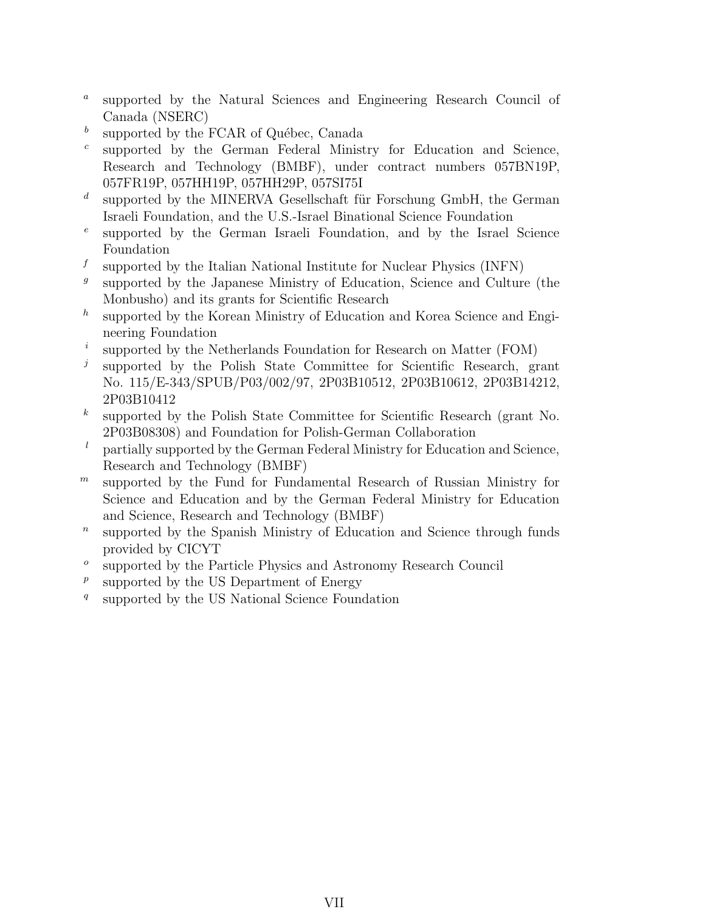[a] supported by the Natural Sciences and Engineering Research Council of Canada (NSERC)

[b] supported by the FCAR of Québec, Canada

[c] supported by the German Federal Ministry for Education and Science, Research and Technology (BMBF), under contract numbers 057BN19P, 057FR19P, 057HH19P, 057HH29P, 057SI75I

[d] supported by the MINERVA Gesellschaft für Forschung GmbH, the German Israeli Foundation, and the U.S.-Israel Binational Science Foundation

[e] supported by the German Israeli Foundation, and by the Israel Science Foundation

[f] supported by the Italian National Institute for Nuclear Physics (INFN)

[g] supported by the Japanese Ministry of Education, Science and Culture (the Monbusho) and its grants for Scientific Research

[h] supported by the Korean Ministry of Education and Korea Science and Engineering Foundation

[i] supported by the Netherlands Foundation for Research on Matter (FOM)

[j] supported by the Polish State Committee for Scientific Research, grant No. 115/E-343/SPUB/P03/002/97, 2P03B10512, 2P03B10612, 2P03B14212, 2P03B10412

[k] supported by the Polish State Committee for Scientific Research (grant No. 2P03B08308) and Foundation for Polish-German Collaboration

[l] partially supported by the German Federal Ministry for Education and Science, Research and Technology (BMBF)

[m] supported by the Fund for Fundamental Research of Russian Ministry for Science and Education and by the German Federal Ministry for Education and Science, Research and Technology (BMBF)

[n] supported by the Spanish Ministry of Education and Science through funds provided by CICYT

[o] supported by the Particle Physics and Astronomy Research Council

[p] supported by the US Department of Energy

[q] supported by the US National Science Foundation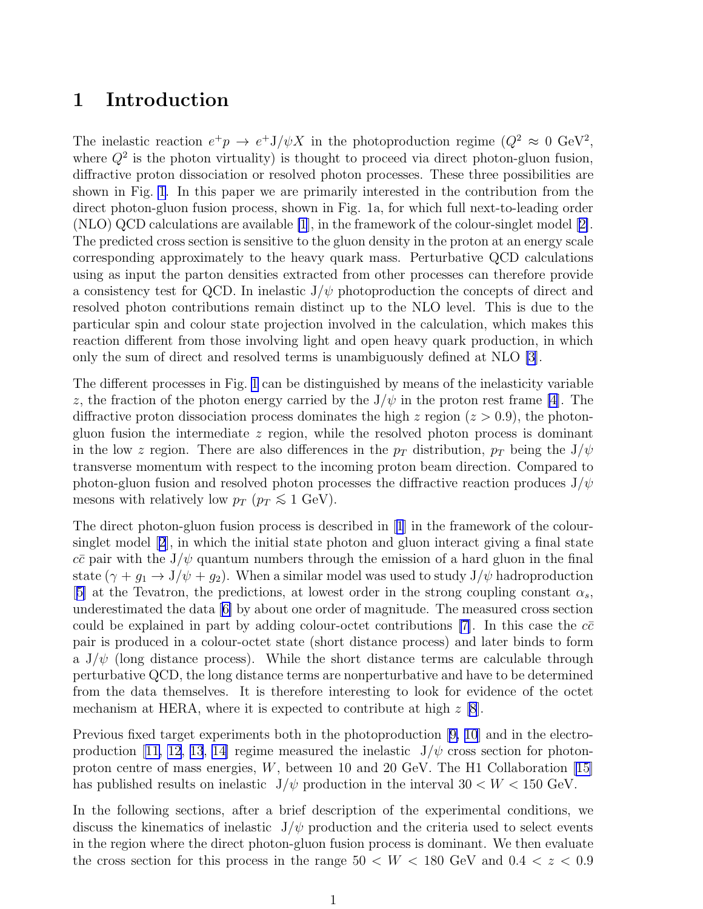# 1 Introduction

The inelastic reaction $e^+p \rightarrow e^+\mathrm{J}/\psi X$ in the photoproduction regime ($Q^2 \approx 0$ GeV$^2$, where $Q^2$ is the photon virtuality) is thought to proceed via direct photon-gluon fusion, diffractive proton dissociation or resolved photon processes. These three possibilities are shown in Fig. 1. In this paper we are primarily interested in the contribution from the direct photon-gluon fusion process, shown in Fig. 1a, for which full next-to-leading order (NLO) QCD calculations are available [1], in the framework of the colour-singlet model [2]. The predicted cross section is sensitive to the gluon density in the proton at an energy scale corresponding approximately to the heavy quark mass. Perturbative QCD calculations using as input the parton densities extracted from other processes can therefore provide a consistency test for QCD. In inelastic J/$\psi$ photoproduction the concepts of direct and resolved photon contributions remain distinct up to the NLO level. This is due to the particular spin and colour state projection involved in the calculation, which makes this reaction different from those involving light and open heavy quark production, in which only the sum of direct and resolved terms is unambiguously defined at NLO [3].

The different processes in Fig. 1 can be distinguished by means of the inelasticity variable $z$, the fraction of the photon energy carried by the J/$\psi$ in the proton rest frame [4]. The diffractive proton dissociation process dominates the high $z$ region ($z > 0.9$), the photon-gluon fusion the intermediate $z$ region, while the resolved photon process is dominant in the low $z$ region. There are also differences in the $p_T$ distribution, $p_T$ being the J/$\psi$ transverse momentum with respect to the incoming proton beam direction. Compared to photon-gluon fusion and resolved photon processes the diffractive reaction produces J/$\psi$ mesons with relatively low $p_T$ ($p_T \lesssim 1$ GeV).

The direct photon-gluon fusion process is described in [1] in the framework of the colour-singlet model [2], in which the initial state photon and gluon interact giving a final state $c\bar{c}$ pair with the J/$\psi$ quantum numbers through the emission of a hard gluon in the final state ($\gamma + g_1 \rightarrow \mathrm{J}/\psi + g_2$). When a similar model was used to study J/$\psi$ hadroproduction [5] at the Tevatron, the predictions, at lowest order in the strong coupling constant $\alpha_s$, underestimated the data [6] by about one order of magnitude. The measured cross section could be explained in part by adding colour-octet contributions [7]. In this case the $c\bar{c}$ pair is produced in a colour-octet state (short distance process) and later binds to form a J/$\psi$ (long distance process). While the short distance terms are calculable through perturbative QCD, the long distance terms are nonperturbative and have to be determined from the data themselves. It is therefore interesting to look for evidence of the octet mechanism at HERA, where it is expected to contribute at high $z$ [8].

Previous fixed target experiments both in the photoproduction [9, 10] and in the electroproduction [11, 12, 13, 14] regime measured the inelastic J/$\psi$ cross section for photon-proton centre of mass energies, $W$, between 10 and 20 GeV. The H1 Collaboration [15] has published results on inelastic J/$\psi$ production in the interval $30 < W < 150$ GeV.

In the following sections, after a brief description of the experimental conditions, we discuss the kinematics of inelastic J/$\psi$ production and the criteria used to select events in the region where the direct photon-gluon fusion process is dominant. We then evaluate the cross section for this process in the range $50 < W < 180$ GeV and $0.4 < z < 0.9$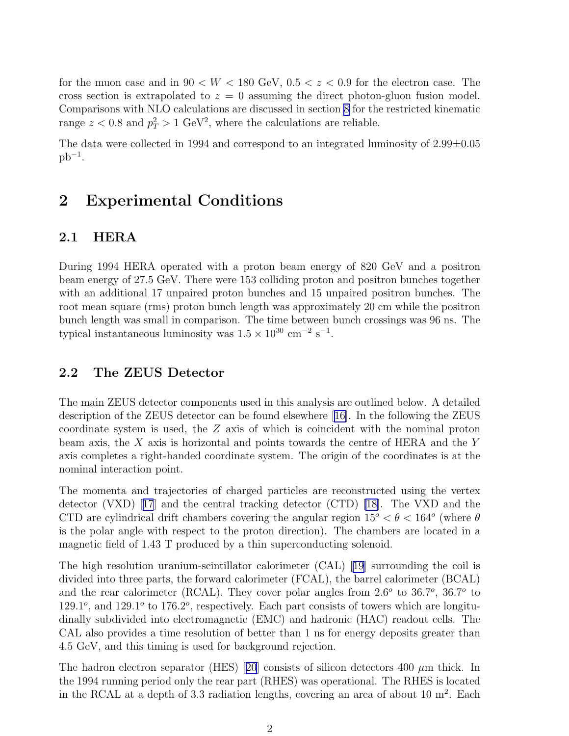for the muon case and in $90 < W < 180$ GeV, $0.5 < z < 0.9$ for the electron case. The cross section is extrapolated to $z = 0$ assuming the direct photon-gluon fusion model. Comparisons with NLO calculations are discussed in section 8 for the restricted kinematic range $z < 0.8$ and $p_T^2 > 1$ GeV$^2$, where the calculations are reliable.

The data were collected in 1994 and correspond to an integrated luminosity of $2.99 \pm 0.05$ pb$^{-1}$.

# 2 Experimental Conditions

## 2.1 HERA

During 1994 HERA operated with a proton beam energy of 820 GeV and a positron beam energy of 27.5 GeV. There were 153 colliding proton and positron bunches together with an additional 17 unpaired proton bunches and 15 unpaired positron bunches. The root mean square (rms) proton bunch length was approximately 20 cm while the positron bunch length was small in comparison. The time between bunch crossings was 96 ns. The typical instantaneous luminosity was $1.5 \times 10^{30}$ cm$^{-2}$ s$^{-1}$.

## 2.2 The ZEUS Detector

The main ZEUS detector components used in this analysis are outlined below. A detailed description of the ZEUS detector can be found elsewhere [16]. In the following the ZEUS coordinate system is used, the $Z$ axis of which is coincident with the nominal proton beam axis, the $X$ axis is horizontal and points towards the centre of HERA and the $Y$ axis completes a right-handed coordinate system. The origin of the coordinates is at the nominal interaction point.

The momenta and trajectories of charged particles are reconstructed using the vertex detector (VXD) [17] and the central tracking detector (CTD) [18]. The VXD and the CTD are cylindrical drift chambers covering the angular region $15^o < \theta < 164^o$ (where $\theta$ is the polar angle with respect to the proton direction). The chambers are located in a magnetic field of 1.43 T produced by a thin superconducting solenoid.

The high resolution uranium-scintillator calorimeter (CAL) [19] surrounding the coil is divided into three parts, the forward calorimeter (FCAL), the barrel calorimeter (BCAL) and the rear calorimeter (RCAL). They cover polar angles from $2.6^o$ to $36.7^o$, $36.7^o$ to $129.1^o$, and $129.1^o$ to $176.2^o$, respectively. Each part consists of towers which are longitudinally subdivided into electromagnetic (EMC) and hadronic (HAC) readout cells. The CAL also provides a time resolution of better than 1 ns for energy deposits greater than 4.5 GeV, and this timing is used for background rejection.

The hadron electron separator (HES) [20] consists of silicon detectors 400 $\mu$m thick. In the 1994 running period only the rear part (RHES) was operational. The RHES is located in the RCAL at a depth of 3.3 radiation lengths, covering an area of about 10 m$^2$. Each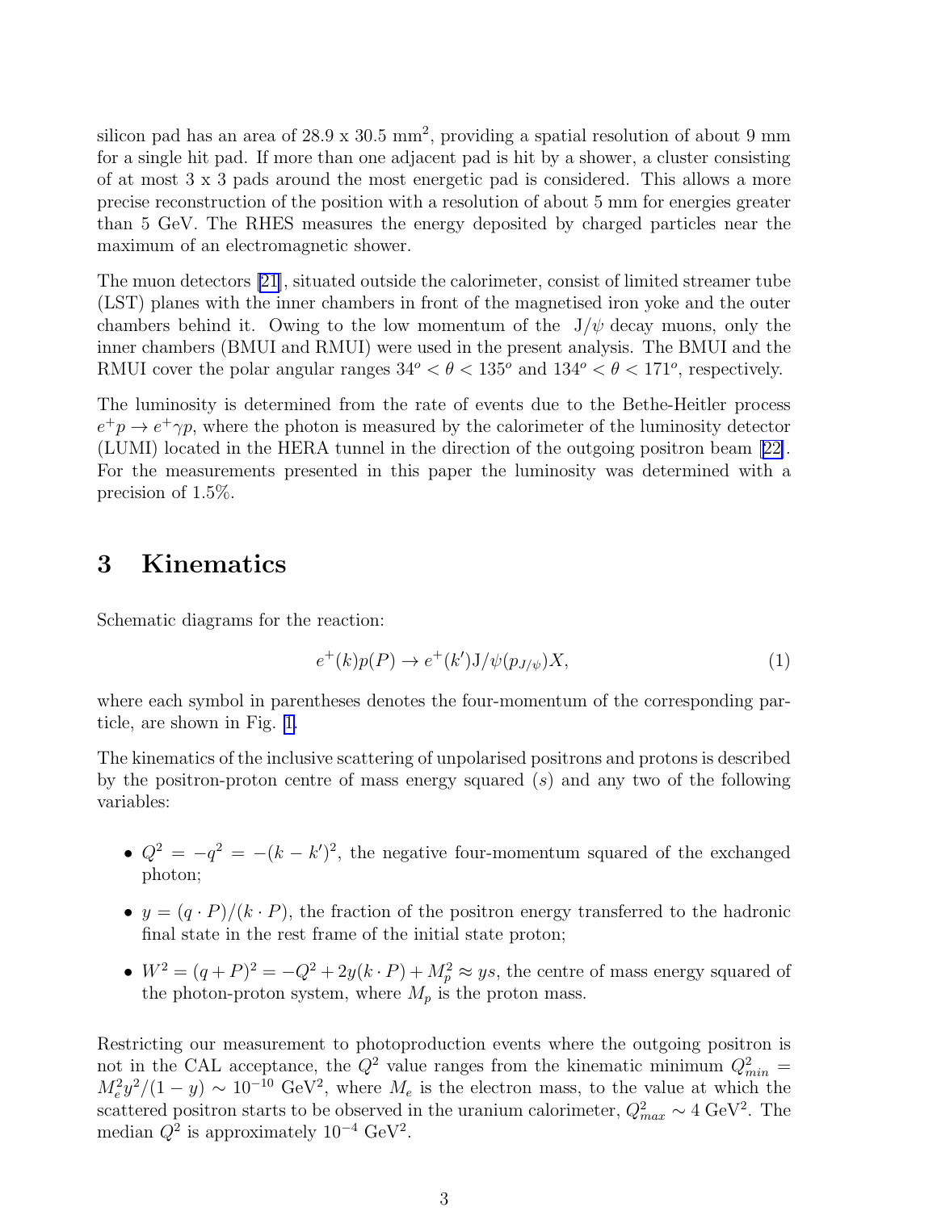silicon pad has an area of 28.9 x 30.5 mm$^2$, providing a spatial resolution of about 9 mm for a single hit pad. If more than one adjacent pad is hit by a shower, a cluster consisting of at most 3 x 3 pads around the most energetic pad is considered. This allows a more precise reconstruction of the position with a resolution of about 5 mm for energies greater than 5 GeV. The RHES measures the energy deposited by charged particles near the maximum of an electromagnetic shower.

The muon detectors [21], situated outside the calorimeter, consist of limited streamer tube (LST) planes with the inner chambers in front of the magnetised iron yoke and the outer chambers behind it. Owing to the low momentum of the J/$\psi$ decay muons, only the inner chambers (BMUI and RMUI) were used in the present analysis. The BMUI and the RMUI cover the polar angular ranges $34^o < \theta < 135^o$ and $134^o < \theta < 171^o$, respectively.

The luminosity is determined from the rate of events due to the Bethe-Heitler process $e^+p \to e^+\gamma p$, where the photon is measured by the calorimeter of the luminosity detector (LUMI) located in the HERA tunnel in the direction of the outgoing positron beam [22]. For the measurements presented in this paper the luminosity was determined with a precision of 1.5%.

# 3 Kinematics

Schematic diagrams for the reaction:

$$e^+(k)p(P) \to e^+(k')\mathrm{J}/\psi(p_{J/\psi})X, \tag{1}$$

where each symbol in parentheses denotes the four-momentum of the corresponding particle, are shown in Fig. 1.

The kinematics of the inclusive scattering of unpolarised positrons and protons is described by the positron-proton centre of mass energy squared ($s$) and any two of the following variables:

- $Q^2 = -q^2 = -(k - k')^2$, the negative four-momentum squared of the exchanged photon;
- $y = (q \cdot P)/(k \cdot P)$, the fraction of the positron energy transferred to the hadronic final state in the rest frame of the initial state proton;
- $W^2 = (q + P)^2 = -Q^2 + 2y(k \cdot P) + M_p^2 \approx ys$, the centre of mass energy squared of the photon-proton system, where $M_p$ is the proton mass.

Restricting our measurement to photoproduction events where the outgoing positron is not in the CAL acceptance, the $Q^2$ value ranges from the kinematic minimum $Q^2_{min} = M_e^2 y^2/(1-y) \sim 10^{-10}$ GeV$^2$, where $M_e$ is the electron mass, to the value at which the scattered positron starts to be observed in the uranium calorimeter, $Q^2_{max} \sim 4$ GeV$^2$. The median $Q^2$ is approximately $10^{-4}$ GeV$^2$.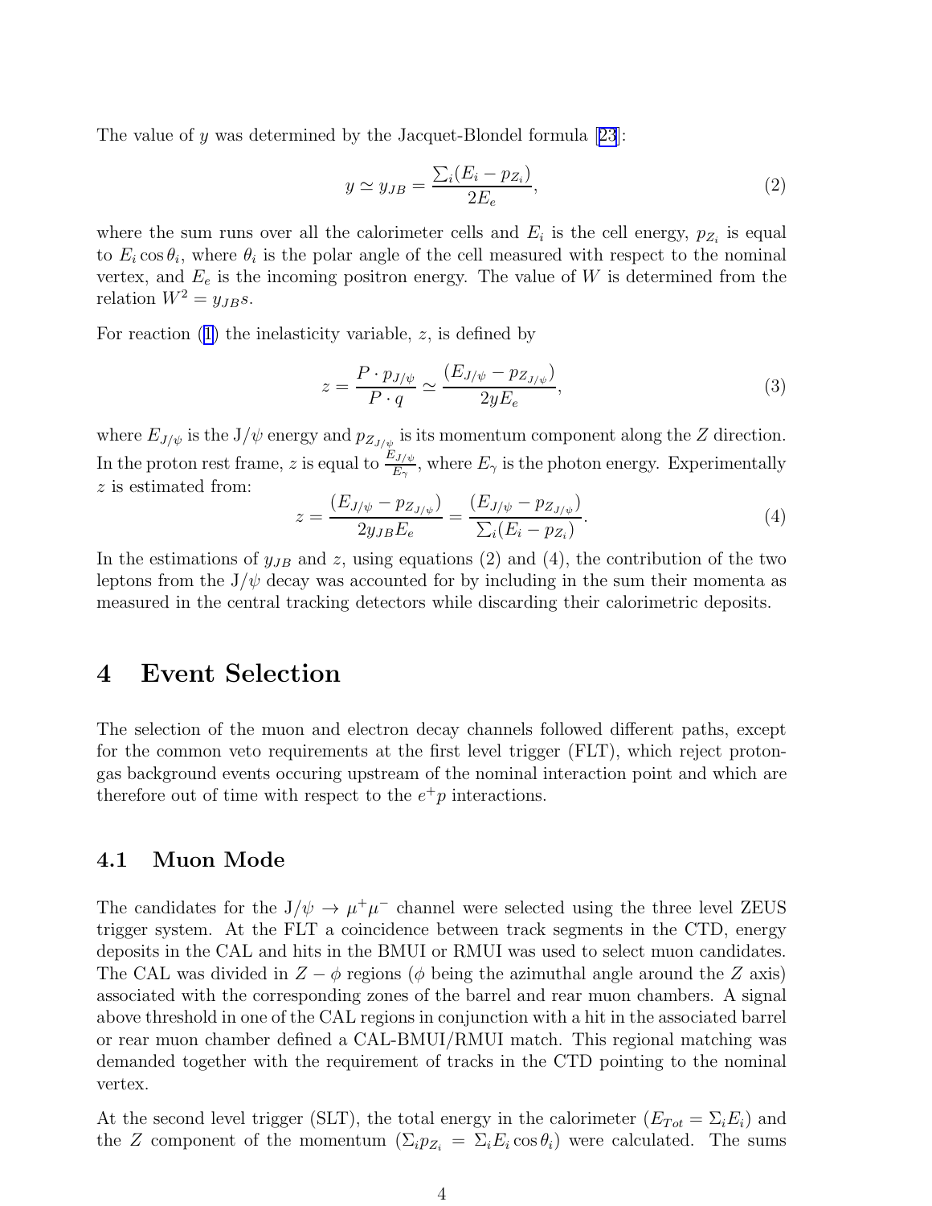The value of $y$ was determined by the Jacquet-Blondel formula [23]:

$$y \simeq y_{JB} = \frac{\sum_i (E_i - p_{Z_i})}{2E_e}, \tag{2}$$

where the sum runs over all the calorimeter cells and $E_i$ is the cell energy, $p_{Z_i}$ is equal to $E_i \cos\theta_i$, where $\theta_i$ is the polar angle of the cell measured with respect to the nominal vertex, and $E_e$ is the incoming positron energy. The value of $W$ is determined from the relation $W^2 = y_{JB} s$.

For reaction (1) the inelasticity variable, $z$, is defined by

$$z = \frac{P \cdot p_{J/\psi}}{P \cdot q} \simeq \frac{(E_{J/\psi} - p_{Z_{J/\psi}})}{2yE_e}, \tag{3}$$

where $E_{J/\psi}$ is the J/$\psi$ energy and $p_{Z_{J/\psi}}$ is its momentum component along the $Z$ direction. In the proton rest frame, $z$ is equal to $\frac{E_{J/\psi}}{E_\gamma}$, where $E_\gamma$ is the photon energy. Experimentally $z$ is estimated from:

$$z = \frac{(E_{J/\psi} - p_{Z_{J/\psi}})}{2y_{JB}E_e} = \frac{(E_{J/\psi} - p_{Z_{J/\psi}})}{\sum_i (E_i - p_{Z_i})}. \tag{4}$$

In the estimations of $y_{JB}$ and $z$, using equations (2) and (4), the contribution of the two leptons from the J/$\psi$ decay was accounted for by including in the sum their momenta as measured in the central tracking detectors while discarding their calorimetric deposits.

# 4 Event Selection

The selection of the muon and electron decay channels followed different paths, except for the common veto requirements at the first level trigger (FLT), which reject proton-gas background events occuring upstream of the nominal interaction point and which are therefore out of time with respect to the $e^+p$ interactions.

## 4.1 Muon Mode

The candidates for the J/$\psi \to \mu^+\mu^-$ channel were selected using the three level ZEUS trigger system. At the FLT a coincidence between track segments in the CTD, energy deposits in the CAL and hits in the BMUI or RMUI was used to select muon candidates. The CAL was divided in $Z-\phi$ regions ($\phi$ being the azimuthal angle around the $Z$ axis) associated with the corresponding zones of the barrel and rear muon chambers. A signal above threshold in one of the CAL regions in conjunction with a hit in the associated barrel or rear muon chamber defined a CAL-BMUI/RMUI match. This regional matching was demanded together with the requirement of tracks in the CTD pointing to the nominal vertex.

At the second level trigger (SLT), the total energy in the calorimeter ($E_{Tot} = \Sigma_i E_i$) and the $Z$ component of the momentum ($\Sigma_i p_{Z_i} = \Sigma_i E_i \cos\theta_i$) were calculated. The sums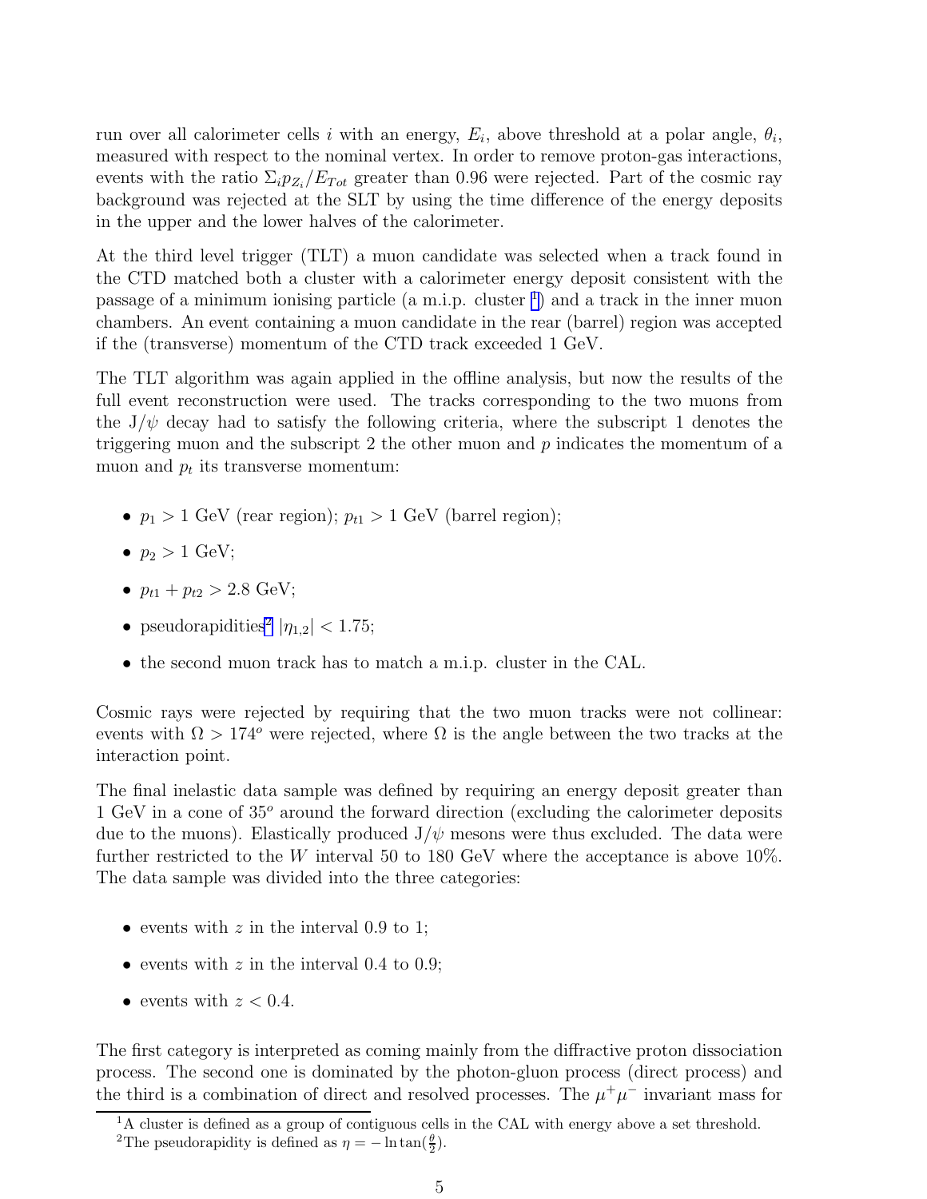run over all calorimeter cells $i$ with an energy, $E_i$, above threshold at a polar angle, $\theta_i$, measured with respect to the nominal vertex. In order to remove proton-gas interactions, events with the ratio $\Sigma_i p_{Z_i}/E_{Tot}$ greater than 0.96 were rejected. Part of the cosmic ray background was rejected at the SLT by using the time difference of the energy deposits in the upper and the lower halves of the calorimeter.

At the third level trigger (TLT) a muon candidate was selected when a track found in the CTD matched both a cluster with a calorimeter energy deposit consistent with the passage of a minimum ionising particle (a m.i.p. cluster [1]) and a track in the inner muon chambers. An event containing a muon candidate in the rear (barrel) region was accepted if the (transverse) momentum of the CTD track exceeded 1 GeV.

The TLT algorithm was again applied in the offline analysis, but now the results of the full event reconstruction were used. The tracks corresponding to the two muons from the J/$\psi$ decay had to satisfy the following criteria, where the subscript 1 denotes the triggering muon and the subscript 2 the other muon and $p$ indicates the momentum of a muon and $p_t$ its transverse momentum:

- $p_1 > 1$ GeV (rear region); $p_{t1} > 1$ GeV (barrel region);
- $p_2 > 1$ GeV;
- $p_{t1} + p_{t2} > 2.8$ GeV;
- pseudorapidities[2] $|\eta_{1,2}| < 1.75$;
- the second muon track has to match a m.i.p. cluster in the CAL.

Cosmic rays were rejected by requiring that the two muon tracks were not collinear: events with $\Omega > 174^o$ were rejected, where $\Omega$ is the angle between the two tracks at the interaction point.

The final inelastic data sample was defined by requiring an energy deposit greater than 1 GeV in a cone of $35^o$ around the forward direction (excluding the calorimeter deposits due to the muons). Elastically produced J/$\psi$ mesons were thus excluded. The data were further restricted to the $W$ interval 50 to 180 GeV where the acceptance is above 10%. The data sample was divided into the three categories:

- events with $z$ in the interval 0.9 to 1;
- events with $z$ in the interval 0.4 to 0.9;
- events with $z < 0.4$.

The first category is interpreted as coming mainly from the diffractive proton dissociation process. The second one is dominated by the photon-gluon process (direct process) and the third is a combination of direct and resolved processes. The $\mu^+\mu^-$ invariant mass for

[1] A cluster is defined as a group of contiguous cells in the CAL with energy above a set threshold.

[2] The pseudorapidity is defined as $\eta = -\ln\tan(\frac{\theta}{2})$.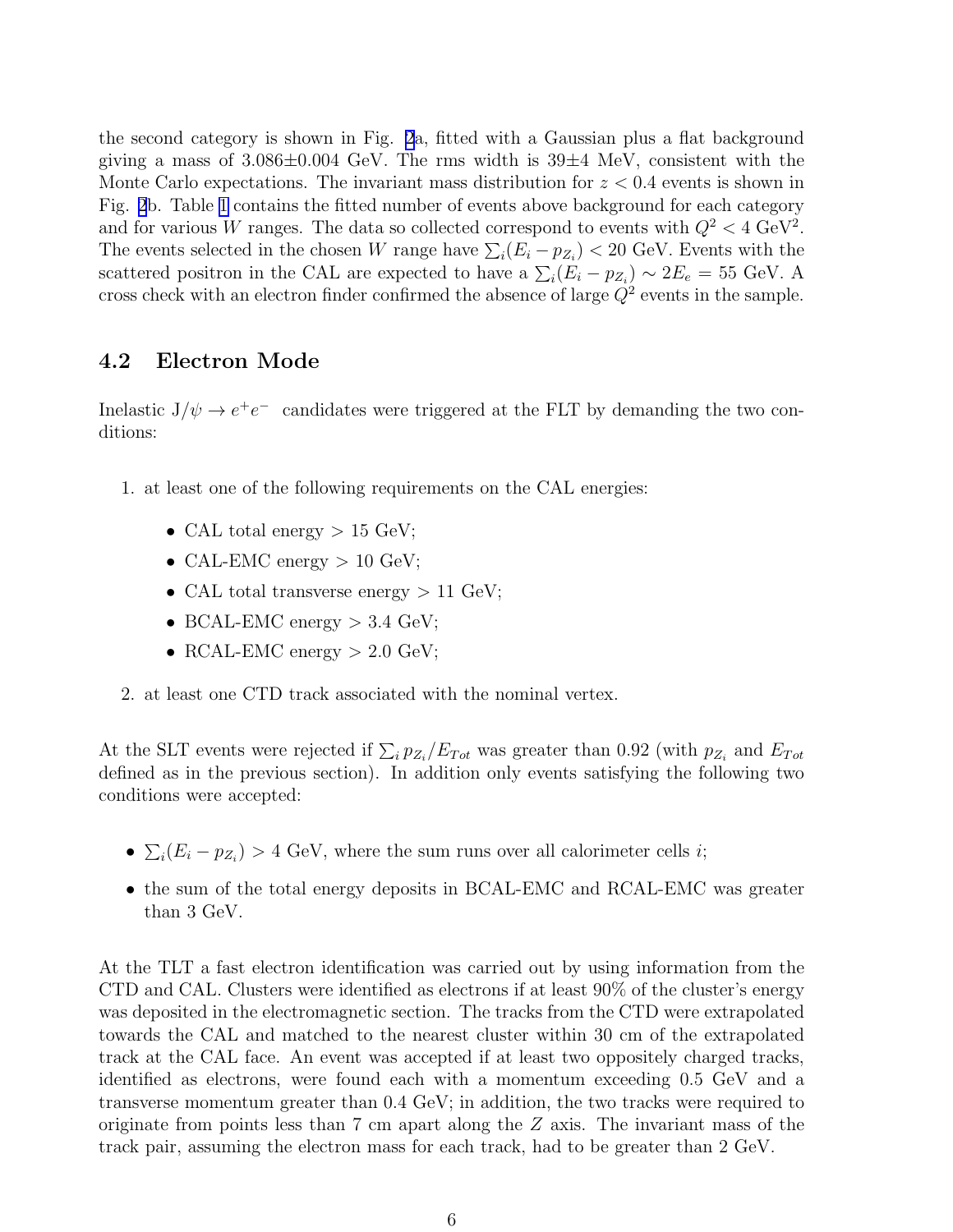the second category is shown in Fig. 2a, fitted with a Gaussian plus a flat background giving a mass of 3.086±0.004 GeV. The rms width is 39±4 MeV, consistent with the Monte Carlo expectations. The invariant mass distribution for $z < 0.4$ events is shown in Fig. 2b. Table 1 contains the fitted number of events above background for each category and for various $W$ ranges. The data so collected correspond to events with $Q^2 < 4$ GeV$^2$. The events selected in the chosen $W$ range have $\sum_i (E_i - p_{Z_i}) < 20$ GeV. Events with the scattered positron in the CAL are expected to have a $\sum_i (E_i - p_{Z_i}) \sim 2E_e = 55$ GeV. A cross check with an electron finder confirmed the absence of large $Q^2$ events in the sample.

### 4.2 Electron Mode

Inelastic J/$\psi \rightarrow e^+e^-$ candidates were triggered at the FLT by demanding the two conditions:

1. at least one of the following requirements on the CAL energies:
   - CAL total energy > 15 GeV;
   - CAL-EMC energy > 10 GeV;
   - CAL total transverse energy > 11 GeV;
   - BCAL-EMC energy > 3.4 GeV;
   - RCAL-EMC energy > 2.0 GeV;
2. at least one CTD track associated with the nominal vertex.

At the SLT events were rejected if $\sum_i p_{Z_i}/E_{Tot}$ was greater than 0.92 (with $p_{Z_i}$ and $E_{Tot}$ defined as in the previous section). In addition only events satisfying the following two conditions were accepted:

- $\sum_i (E_i - p_{Z_i}) > 4$ GeV, where the sum runs over all calorimeter cells $i$;
- the sum of the total energy deposits in BCAL-EMC and RCAL-EMC was greater than 3 GeV.

At the TLT a fast electron identification was carried out by using information from the CTD and CAL. Clusters were identified as electrons if at least 90% of the cluster's energy was deposited in the electromagnetic section. The tracks from the CTD were extrapolated towards the CAL and matched to the nearest cluster within 30 cm of the extrapolated track at the CAL face. An event was accepted if at least two oppositely charged tracks, identified as electrons, were found each with a momentum exceeding 0.5 GeV and a transverse momentum greater than 0.4 GeV; in addition, the two tracks were required to originate from points less than 7 cm apart along the $Z$ axis. The invariant mass of the track pair, assuming the electron mass for each track, had to be greater than 2 GeV.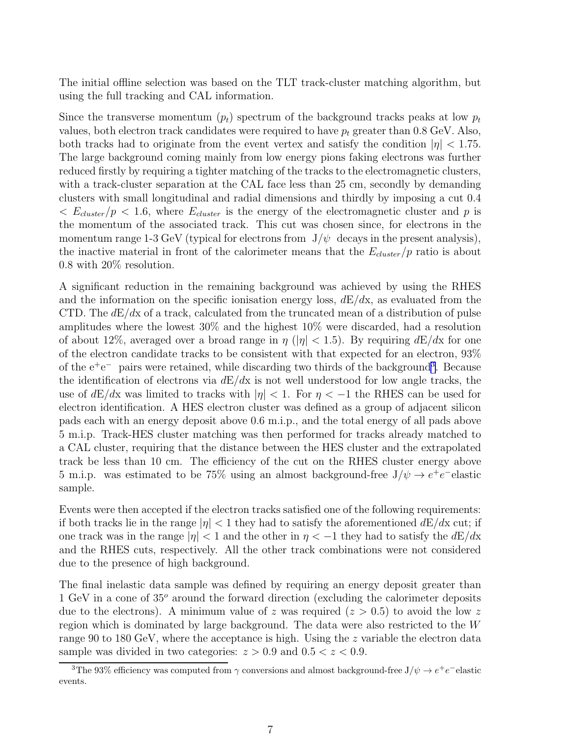The initial offline selection was based on the TLT track-cluster matching algorithm, but using the full tracking and CAL information.

Since the transverse momentum ($p_t$) spectrum of the background tracks peaks at low $p_t$ values, both electron track candidates were required to have $p_t$ greater than 0.8 GeV. Also, both tracks had to originate from the event vertex and satisfy the condition $|\eta| < 1.75$. The large background coming mainly from low energy pions faking electrons was further reduced firstly by requiring a tighter matching of the tracks to the electromagnetic clusters, with a track-cluster separation at the CAL face less than 25 cm, secondly by demanding clusters with small longitudinal and radial dimensions and thirdly by imposing a cut $0.4 < E_{cluster}/p < 1.6$, where $E_{cluster}$ is the energy of the electromagnetic cluster and $p$ is the momentum of the associated track. This cut was chosen since, for electrons in the momentum range 1-3 GeV (typical for electrons from $J/\psi$ decays in the present analysis), the inactive material in front of the calorimeter means that the $E_{cluster}/p$ ratio is about 0.8 with 20% resolution.

A significant reduction in the remaining background was achieved by using the RHES and the information on the specific ionisation energy loss, $dE/dx$, as evaluated from the CTD. The $dE/dx$ of a track, calculated from the truncated mean of a distribution of pulse amplitudes where the lowest 30% and the highest 10% were discarded, had a resolution of about 12%, averaged over a broad range in $\eta$ ($|\eta| < 1.5$). By requiring $dE/dx$ for one of the electron candidate tracks to be consistent with that expected for an electron, 93% of the $e^+e^-$ pairs were retained, while discarding two thirds of the background[3]. Because the identification of electrons via $dE/dx$ is not well understood for low angle tracks, the use of $dE/dx$ was limited to tracks with $|\eta| < 1$. For $\eta < -1$ the RHES can be used for electron identification. A HES electron cluster was defined as a group of adjacent silicon pads each with an energy deposit above 0.6 m.i.p., and the total energy of all pads above 5 m.i.p. Track-HES cluster matching was then performed for tracks already matched to a CAL cluster, requiring that the distance between the HES cluster and the extrapolated track be less than 10 cm. The efficiency of the cut on the RHES cluster energy above 5 m.i.p. was estimated to be 75% using an almost background-free $J/\psi \to e^+e^-$ elastic sample.

Events were then accepted if the electron tracks satisfied one of the following requirements: if both tracks lie in the range $|\eta| < 1$ they had to satisfy the aforementioned $dE/dx$ cut; if one track was in the range $|\eta| < 1$ and the other in $\eta < -1$ they had to satisfy the $dE/dx$ and the RHES cuts, respectively. All the other track combinations were not considered due to the presence of high background.

The final inelastic data sample was defined by requiring an energy deposit greater than 1 GeV in a cone of $35^o$ around the forward direction (excluding the calorimeter deposits due to the electrons). A minimum value of $z$ was required ($z > 0.5$) to avoid the low $z$ region which is dominated by large background. The data were also restricted to the $W$ range 90 to 180 GeV, where the acceptance is high. Using the $z$ variable the electron data sample was divided in two categories: $z > 0.9$ and $0.5 < z < 0.9$.

[3]The 93% efficiency was computed from $\gamma$ conversions and almost background-free $J/\psi \to e^+e^-$ elastic events.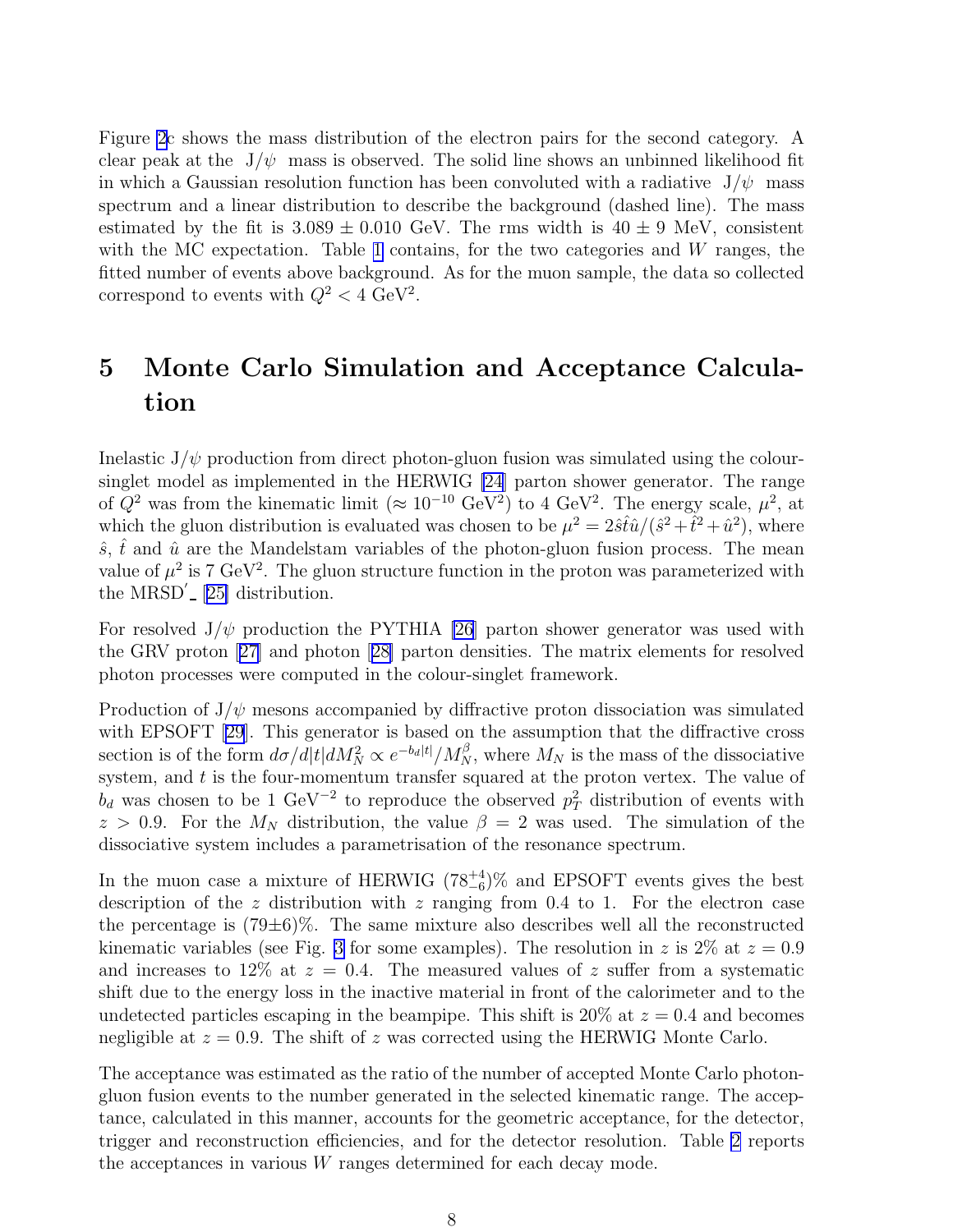Figure 2c shows the mass distribution of the electron pairs for the second category. A clear peak at the J/$\psi$ mass is observed. The solid line shows an unbinned likelihood fit in which a Gaussian resolution function has been convoluted with a radiative J/$\psi$ mass spectrum and a linear distribution to describe the background (dashed line). The mass estimated by the fit is $3.089 \pm 0.010$ GeV. The rms width is $40 \pm 9$ MeV, consistent with the MC expectation. Table 1 contains, for the two categories and $W$ ranges, the fitted number of events above background. As for the muon sample, the data so collected correspond to events with $Q^2 < 4$ GeV$^2$.

# 5 Monte Carlo Simulation and Acceptance Calculation

Inelastic J/$\psi$ production from direct photon-gluon fusion was simulated using the colour-singlet model as implemented in the HERWIG [24] parton shower generator. The range of $Q^2$ was from the kinematic limit ($\approx 10^{-10}$ GeV$^2$) to 4 GeV$^2$. The energy scale, $\mu^2$, at which the gluon distribution is evaluated was chosen to be $\mu^2 = 2\hat{s}\hat{t}\hat{u}/(\hat{s}^2 + \hat{t}^2 + \hat{u}^2)$, where $\hat{s}$, $\hat{t}$ and $\hat{u}$ are the Mandelstam variables of the photon-gluon fusion process. The mean value of $\mu^2$ is 7 GeV$^2$. The gluon structure function in the proton was parameterized with the MRSD$'_-$ [25] distribution.

For resolved J/$\psi$ production the PYTHIA [26] parton shower generator was used with the GRV proton [27] and photon [28] parton densities. The matrix elements for resolved photon processes were computed in the colour-singlet framework.

Production of J/$\psi$ mesons accompanied by diffractive proton dissociation was simulated with EPSOFT [29]. This generator is based on the assumption that the diffractive cross section is of the form $d\sigma/d|t|dM_N^2 \propto e^{-b_d|t|}/M_N^{\beta}$, where $M_N$ is the mass of the dissociative system, and $t$ is the four-momentum transfer squared at the proton vertex. The value of $b_d$ was chosen to be 1 GeV$^{-2}$ to reproduce the observed $p_T^2$ distribution of events with $z > 0.9$. For the $M_N$ distribution, the value $\beta = 2$ was used. The simulation of the dissociative system includes a parametrisation of the resonance spectrum.

In the muon case a mixture of HERWIG $(78^{+4}_{-6})$% and EPSOFT events gives the best description of the $z$ distribution with $z$ ranging from 0.4 to 1. For the electron case the percentage is $(79\pm6)$%. The same mixture also describes well all the reconstructed kinematic variables (see Fig. 3 for some examples). The resolution in $z$ is 2% at $z = 0.9$ and increases to 12% at $z = 0.4$. The measured values of $z$ suffer from a systematic shift due to the energy loss in the inactive material in front of the calorimeter and to the undetected particles escaping in the beampipe. This shift is 20% at $z = 0.4$ and becomes negligible at $z = 0.9$. The shift of $z$ was corrected using the HERWIG Monte Carlo.

The acceptance was estimated as the ratio of the number of accepted Monte Carlo photon-gluon fusion events to the number generated in the selected kinematic range. The acceptance, calculated in this manner, accounts for the geometric acceptance, for the detector, trigger and reconstruction efficiencies, and for the detector resolution. Table 2 reports the acceptances in various $W$ ranges determined for each decay mode.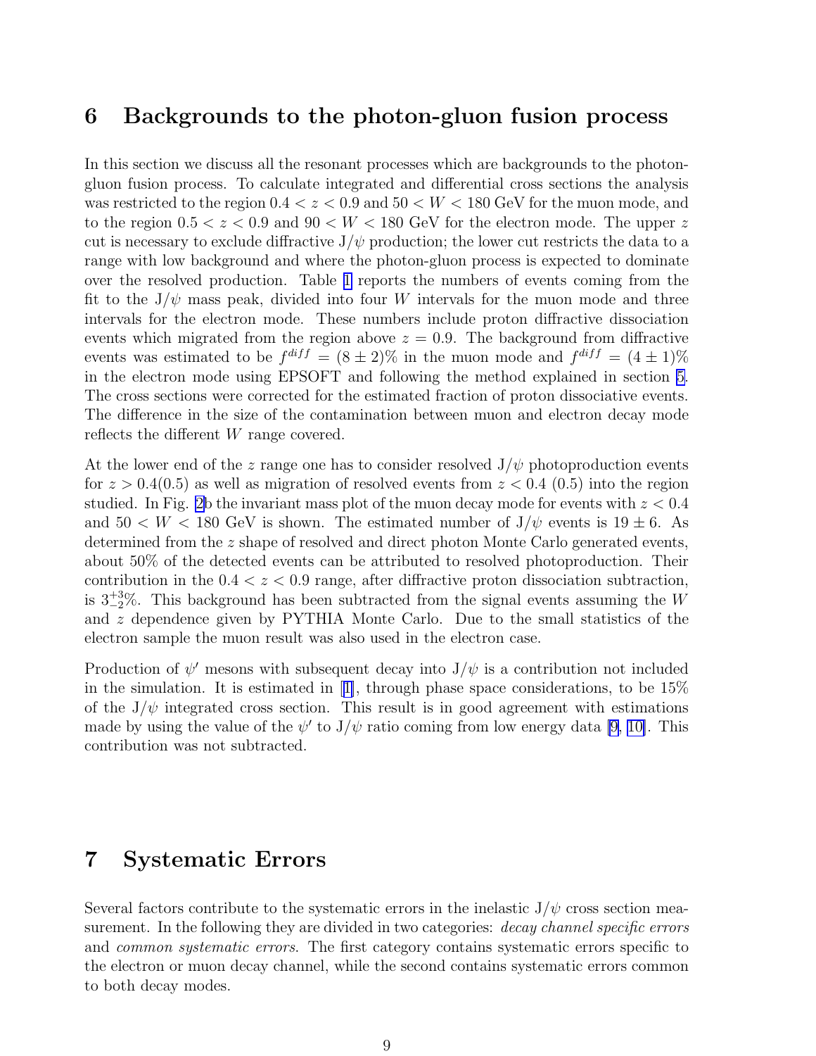## 6 Backgrounds to the photon-gluon fusion process

In this section we discuss all the resonant processes which are backgrounds to the photon-gluon fusion process. To calculate integrated and differential cross sections the analysis was restricted to the region $0.4 < z < 0.9$ and $50 < W < 180$ GeV for the muon mode, and to the region $0.5 < z < 0.9$ and $90 < W < 180$ GeV for the electron mode. The upper $z$ cut is necessary to exclude diffractive $J/\psi$ production; the lower cut restricts the data to a range with low background and where the photon-gluon process is expected to dominate over the resolved production. Table 1 reports the numbers of events coming from the fit to the $J/\psi$ mass peak, divided into four $W$ intervals for the muon mode and three intervals for the electron mode. These numbers include proton diffractive dissociation events which migrated from the region above $z = 0.9$. The background from diffractive events was estimated to be $f^{diff} = (8 \pm 2)\%$ in the muon mode and $f^{diff} = (4 \pm 1)\%$ in the electron mode using EPSOFT and following the method explained in section 5. The cross sections were corrected for the estimated fraction of proton dissociative events. The difference in the size of the contamination between muon and electron decay mode reflects the different $W$ range covered.

At the lower end of the $z$ range one has to consider resolved $J/\psi$ photoproduction events for $z > 0.4 (0.5)$ as well as migration of resolved events from $z < 0.4$ $(0.5)$ into the region studied. In Fig. 2b the invariant mass plot of the muon decay mode for events with $z < 0.4$ and $50 < W < 180$ GeV is shown. The estimated number of $J/\psi$ events is $19 \pm 6$. As determined from the $z$ shape of resolved and direct photon Monte Carlo generated events, about 50% of the detected events can be attributed to resolved photoproduction. Their contribution in the $0.4 < z < 0.9$ range, after diffractive proton dissociation subtraction, is $3^{+3}_{-2}\%$. This background has been subtracted from the signal events assuming the $W$ and $z$ dependence given by PYTHIA Monte Carlo. Due to the small statistics of the electron sample the muon result was also used in the electron case.

Production of $\psi'$ mesons with subsequent decay into $J/\psi$ is a contribution not included in the simulation. It is estimated in [1], through phase space considerations, to be 15% of the $J/\psi$ integrated cross section. This result is in good agreement with estimations made by using the value of the $\psi'$ to $J/\psi$ ratio coming from low energy data [9, 10]. This contribution was not subtracted.

## 7 Systematic Errors

Several factors contribute to the systematic errors in the inelastic $J/\psi$ cross section measurement. In the following they are divided in two categories: *decay channel specific errors* and *common systematic errors*. The first category contains systematic errors specific to the electron or muon decay channel, while the second contains systematic errors common to both decay modes.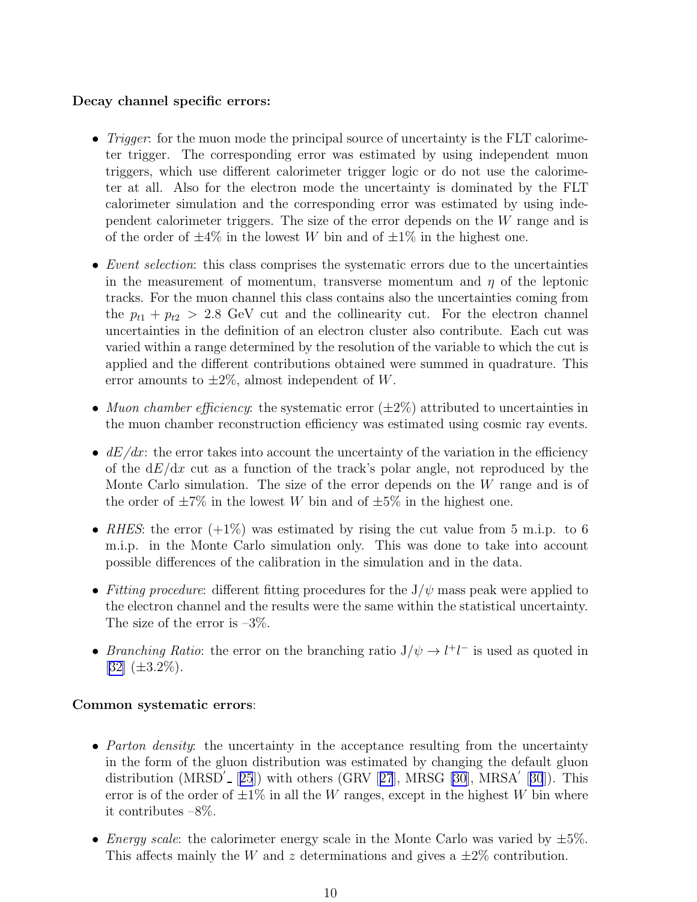**Decay channel specific errors:**

- *Trigger*: for the muon mode the principal source of uncertainty is the FLT calorimeter trigger. The corresponding error was estimated by using independent muon triggers, which use different calorimeter trigger logic or do not use the calorimeter at all. Also for the electron mode the uncertainty is dominated by the FLT calorimeter simulation and the corresponding error was estimated by using independent calorimeter triggers. The size of the error depends on the $W$ range and is of the order of $\pm 4\%$ in the lowest $W$ bin and of $\pm 1\%$ in the highest one.

- *Event selection*: this class comprises the systematic errors due to the uncertainties in the measurement of momentum, transverse momentum and $\eta$ of the leptonic tracks. For the muon channel this class contains also the uncertainties coming from the $p_{t1} + p_{t2} > 2.8$ GeV cut and the collinearity cut. For the electron channel uncertainties in the definition of an electron cluster also contribute. Each cut was varied within a range determined by the resolution of the variable to which the cut is applied and the different contributions obtained were summed in quadrature. This error amounts to $\pm 2\%$, almost independent of $W$.

- *Muon chamber efficiency*: the systematic error ($\pm 2\%$) attributed to uncertainties in the muon chamber reconstruction efficiency was estimated using cosmic ray events.

- $dE/dx$: the error takes into account the uncertainty of the variation in the efficiency of the d$E$/d$x$ cut as a function of the track's polar angle, not reproduced by the Monte Carlo simulation. The size of the error depends on the $W$ range and is of the order of $\pm 7\%$ in the lowest $W$ bin and of $\pm 5\%$ in the highest one.

- *RHES*: the error (+1%) was estimated by rising the cut value from 5 m.i.p. to 6 m.i.p. in the Monte Carlo simulation only. This was done to take into account possible differences of the calibration in the simulation and in the data.

- *Fitting procedure*: different fitting procedures for the J/$\psi$ mass peak were applied to the electron channel and the results were the same within the statistical uncertainty. The size of the error is –3%.

- *Branching Ratio*: the error on the branching ratio J/$\psi \to l^+l^-$ is used as quoted in [32] ($\pm 3.2\%$).

**Common systematic errors**:

- *Parton density*: the uncertainty in the acceptance resulting from the uncertainty in the form of the gluon distribution was estimated by changing the default gluon distribution (MRSD$'_-$ [25]) with others (GRV [27], MRSG [30], MRSA$'$ [30]). This error is of the order of $\pm 1\%$ in all the $W$ ranges, except in the highest $W$ bin where it contributes –8%.

- *Energy scale*: the calorimeter energy scale in the Monte Carlo was varied by $\pm 5\%$. This affects mainly the $W$ and $z$ determinations and gives a $\pm 2\%$ contribution.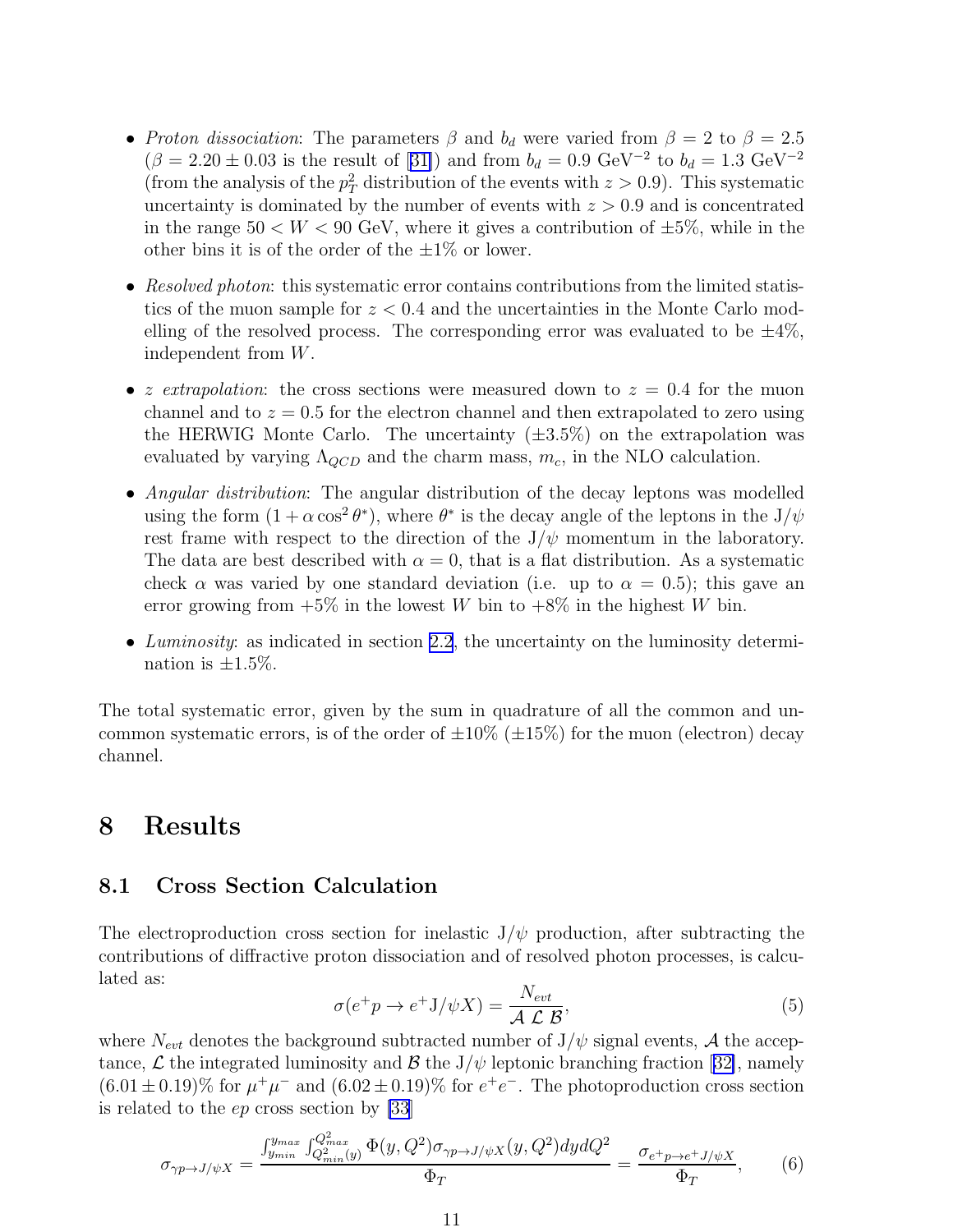- *Proton dissociation*: The parameters $\beta$ and $b_d$ were varied from $\beta = 2$ to $\beta = 2.5$ ($\beta = 2.20 \pm 0.03$ is the result of [31]) and from $b_d = 0.9$ GeV$^{-2}$ to $b_d = 1.3$ GeV$^{-2}$ (from the analysis of the $p_T^2$ distribution of the events with $z > 0.9$). This systematic uncertainty is dominated by the number of events with $z > 0.9$ and is concentrated in the range $50 < W < 90$ GeV, where it gives a contribution of $\pm 5\%$, while in the other bins it is of the order of the $\pm 1\%$ or lower.

- *Resolved photon*: this systematic error contains contributions from the limited statistics of the muon sample for $z < 0.4$ and the uncertainties in the Monte Carlo modelling of the resolved process. The corresponding error was evaluated to be $\pm 4\%$, independent from $W$.

- *$z$ extrapolation*: the cross sections were measured down to $z = 0.4$ for the muon channel and to $z = 0.5$ for the electron channel and then extrapolated to zero using the HERWIG Monte Carlo. The uncertainty ($\pm 3.5\%$) on the extrapolation was evaluated by varying $\Lambda_{QCD}$ and the charm mass, $m_c$, in the NLO calculation.

- *Angular distribution*: The angular distribution of the decay leptons was modelled using the form $(1 + \alpha \cos^2 \theta^*)$, where $\theta^*$ is the decay angle of the leptons in the J/$\psi$ rest frame with respect to the direction of the J/$\psi$ momentum in the laboratory. The data are best described with $\alpha = 0$, that is a flat distribution. As a systematic check $\alpha$ was varied by one standard deviation (i.e. up to $\alpha = 0.5$); this gave an error growing from $+5\%$ in the lowest $W$ bin to $+8\%$ in the highest $W$ bin.

- *Luminosity*: as indicated in section 2.2, the uncertainty on the luminosity determination is $\pm 1.5\%$.

The total systematic error, given by the sum in quadrature of all the common and uncommon systematic errors, is of the order of $\pm 10\%$ ($\pm 15\%$) for the muon (electron) decay channel.

# 8 Results

## 8.1 Cross Section Calculation

The electroproduction cross section for inelastic J/$\psi$ production, after subtracting the contributions of diffractive proton dissociation and of resolved photon processes, is calculated as:

$$\sigma(e^+ p \to e^+ \mathrm{J}/\psi X) = \frac{N_{evt}}{\mathcal{A}\ \mathcal{L}\ \mathcal{B}}, \qquad (5)$$

where $N_{evt}$ denotes the background subtracted number of J/$\psi$ signal events, $\mathcal{A}$ the acceptance, $\mathcal{L}$ the integrated luminosity and $\mathcal{B}$ the J/$\psi$ leptonic branching fraction [32], namely $(6.01 \pm 0.19)\%$ for $\mu^+\mu^-$ and $(6.02 \pm 0.19)\%$ for $e^+e^-$. The photoproduction cross section is related to the $ep$ cross section by [33]

$$\sigma_{\gamma p \to J/\psi X} = \frac{\int_{y_{min}}^{y_{max}} \int_{Q^2_{min}(y)}^{Q^2_{max}} \Phi(y, Q^2) \sigma_{\gamma p \to J/\psi X}(y, Q^2) dy dQ^2}{\Phi_T} = \frac{\sigma_{e^+ p \to e^+ J/\psi X}}{\Phi_T}, \qquad (6)$$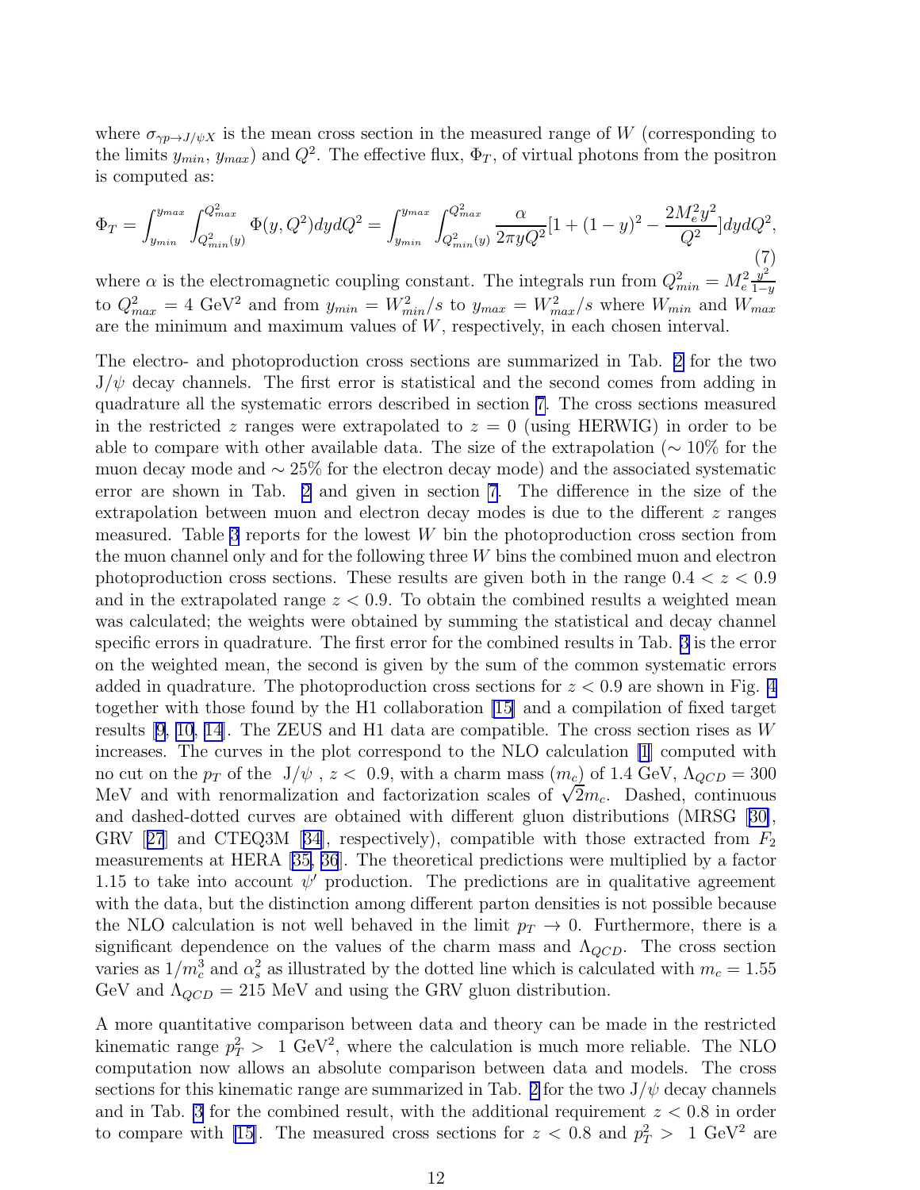where $\sigma_{\gamma p \to J/\psi X}$ is the mean cross section in the measured range of $W$ (corresponding to the limits $y_{min}$, $y_{max}$) and $Q^2$. The effective flux, $\Phi_T$, of virtual photons from the positron is computed as:

$$\Phi_T = \int_{y_{min}}^{y_{max}} \int_{Q^2_{min}(y)}^{Q^2_{max}} \Phi(y, Q^2) dy dQ^2 = \int_{y_{min}}^{y_{max}} \int_{Q^2_{min}(y)}^{Q^2_{max}} \frac{\alpha}{2\pi y Q^2} [1 + (1-y)^2 - \frac{2M_e^2 y^2}{Q^2}] dy dQ^2, \tag{7}$$

where $\alpha$ is the electromagnetic coupling constant. The integrals run from $Q^2_{min} = M_e^2 \frac{y^2}{1-y}$ to $Q^2_{max} = 4$ GeV$^2$ and from $y_{min} = W^2_{min}/s$ to $y_{max} = W^2_{max}/s$ where $W_{min}$ and $W_{max}$ are the minimum and maximum values of $W$, respectively, in each chosen interval.

The electro- and photoproduction cross sections are summarized in Tab. 2 for the two J/$\psi$ decay channels. The first error is statistical and the second comes from adding in quadrature all the systematic errors described in section 7. The cross sections measured in the restricted $z$ ranges were extrapolated to $z = 0$ (using HERWIG) in order to be able to compare with other available data. The size of the extrapolation ($\sim 10\%$ for the muon decay mode and $\sim 25\%$ for the electron decay mode) and the associated systematic error are shown in Tab. 2 and given in section 7. The difference in the size of the extrapolation between muon and electron decay modes is due to the different $z$ ranges measured. Table 3 reports for the lowest $W$ bin the photoproduction cross section from the muon channel only and for the following three $W$ bins the combined muon and electron photoproduction cross sections. These results are given both in the range $0.4 < z < 0.9$ and in the extrapolated range $z < 0.9$. To obtain the combined results a weighted mean was calculated; the weights were obtained by summing the statistical and decay channel specific errors in quadrature. The first error for the combined results in Tab. 3 is the error on the weighted mean, the second is given by the sum of the common systematic errors added in quadrature. The photoproduction cross sections for $z < 0.9$ are shown in Fig. 4 together with those found by the H1 collaboration [15] and a compilation of fixed target results [9, 10, 14]. The ZEUS and H1 data are compatible. The cross section rises as $W$ increases. The curves in the plot correspond to the NLO calculation [1] computed with no cut on the $p_T$ of the J/$\psi$, $z <$ 0.9, with a charm mass ($m_c$) of 1.4 GeV, $\Lambda_{QCD} = 300$ MeV and with renormalization and factorization scales of $\sqrt{2} m_c$. Dashed, continuous and dashed-dotted curves are obtained with different gluon distributions (MRSG [30], GRV [27] and CTEQ3M [34], respectively), compatible with those extracted from $F_2$ measurements at HERA [35, 36]. The theoretical predictions were multiplied by a factor 1.15 to take into account $\psi'$ production. The predictions are in qualitative agreement with the data, but the distinction among different parton densities is not possible because the NLO calculation is not well behaved in the limit $p_T \to 0$. Furthermore, there is a significant dependence on the values of the charm mass and $\Lambda_{QCD}$. The cross section varies as $1/m_c^3$ and $\alpha_s^2$ as illustrated by the dotted line which is calculated with $m_c = 1.55$ GeV and $\Lambda_{QCD} = 215$ MeV and using the GRV gluon distribution.

A more quantitative comparison between data and theory can be made in the restricted kinematic range $p_T^2 >$ 1 GeV$^2$, where the calculation is much more reliable. The NLO computation now allows an absolute comparison between data and models. The cross sections for this kinematic range are summarized in Tab. 2 for the two J/$\psi$ decay channels and in Tab. 3 for the combined result, with the additional requirement $z < 0.8$ in order to compare with [15]. The measured cross sections for $z < 0.8$ and $p_T^2 >$ 1 GeV$^2$ are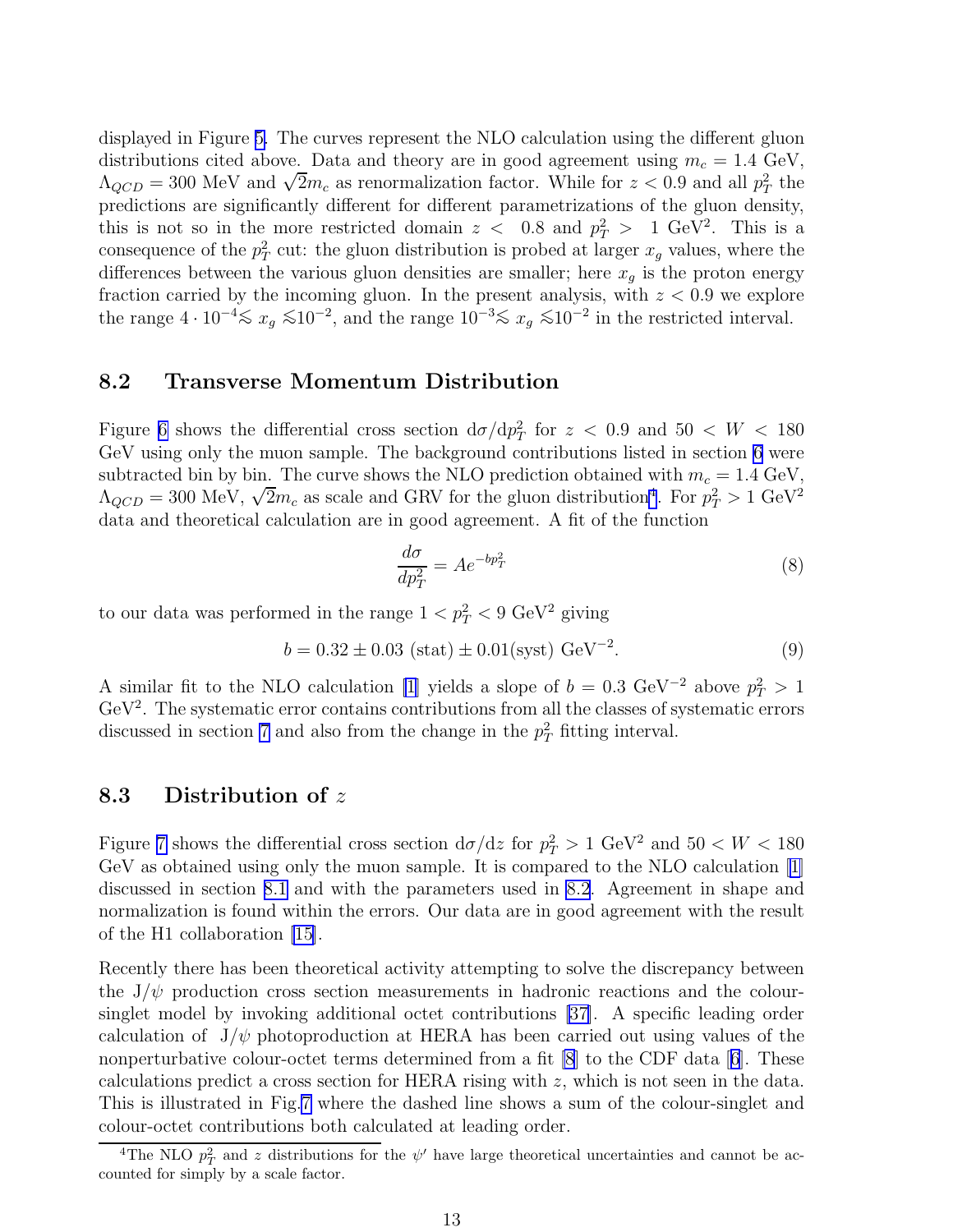displayed in Figure 5. The curves represent the NLO calculation using the different gluon distributions cited above. Data and theory are in good agreement using $m_c = 1.4$ GeV, $\Lambda_{QCD} = 300$ MeV and $\sqrt{2}m_c$ as renormalization factor. While for $z < 0.9$ and all $p_T^2$ the predictions are significantly different for different parametrizations of the gluon density, this is not so in the more restricted domain $z < 0.8$ and $p_T^2 > 1$ GeV$^2$. This is a consequence of the $p_T^2$ cut: the gluon distribution is probed at larger $x_g$ values, where the differences between the various gluon densities are smaller; here $x_g$ is the proton energy fraction carried by the incoming gluon. In the present analysis, with $z < 0.9$ we explore the range $4 \cdot 10^{-4} \lesssim x_g \lesssim 10^{-2}$, and the range $10^{-3} \lesssim x_g \lesssim 10^{-2}$ in the restricted interval.

### 8.2 Transverse Momentum Distribution

Figure 6 shows the differential cross section $\mathrm{d}\sigma/\mathrm{d}p_T^2$ for $z < 0.9$ and $50 < W < 180$ GeV using only the muon sample. The background contributions listed in section 6 were subtracted bin by bin. The curve shows the NLO prediction obtained with $m_c = 1.4$ GeV, $\Lambda_{QCD} = 300$ MeV, $\sqrt{2}m_c$ as scale and GRV for the gluon distribution[4]. For $p_T^2 > 1$ GeV$^2$ data and theoretical calculation are in good agreement. A fit of the function

$$\frac{d\sigma}{dp_T^2} = Ae^{-bp_T^2} \tag{8}$$

to our data was performed in the range $1 < p_T^2 < 9$ GeV$^2$ giving

$$b = 0.32 \pm 0.03 \text{ (stat)} \pm 0.01\text{(syst) GeV}^{-2}. \tag{9}$$

A similar fit to the NLO calculation [1] yields a slope of $b = 0.3$ GeV$^{-2}$ above $p_T^2 > 1$ GeV$^2$. The systematic error contains contributions from all the classes of systematic errors discussed in section 7 and also from the change in the $p_T^2$ fitting interval.

### 8.3 Distribution of $z$

Figure 7 shows the differential cross section $\mathrm{d}\sigma/\mathrm{d}z$ for $p_T^2 > 1$ GeV$^2$ and $50 < W < 180$ GeV as obtained using only the muon sample. It is compared to the NLO calculation [1] discussed in section 8.1 and with the parameters used in 8.2. Agreement in shape and normalization is found within the errors. Our data are in good agreement with the result of the H1 collaboration [15].

Recently there has been theoretical activity attempting to solve the discrepancy between the J/$\psi$ production cross section measurements in hadronic reactions and the colour-singlet model by invoking additional octet contributions [37]. A specific leading order calculation of J/$\psi$ photoproduction at HERA has been carried out using values of the nonperturbative colour-octet terms determined from a fit [8] to the CDF data [6]. These calculations predict a cross section for HERA rising with $z$, which is not seen in the data. This is illustrated in Fig.7 where the dashed line shows a sum of the colour-singlet and colour-octet contributions both calculated at leading order.

[4] The NLO $p_T^2$ and $z$ distributions for the $\psi'$ have large theoretical uncertainties and cannot be accounted for simply by a scale factor.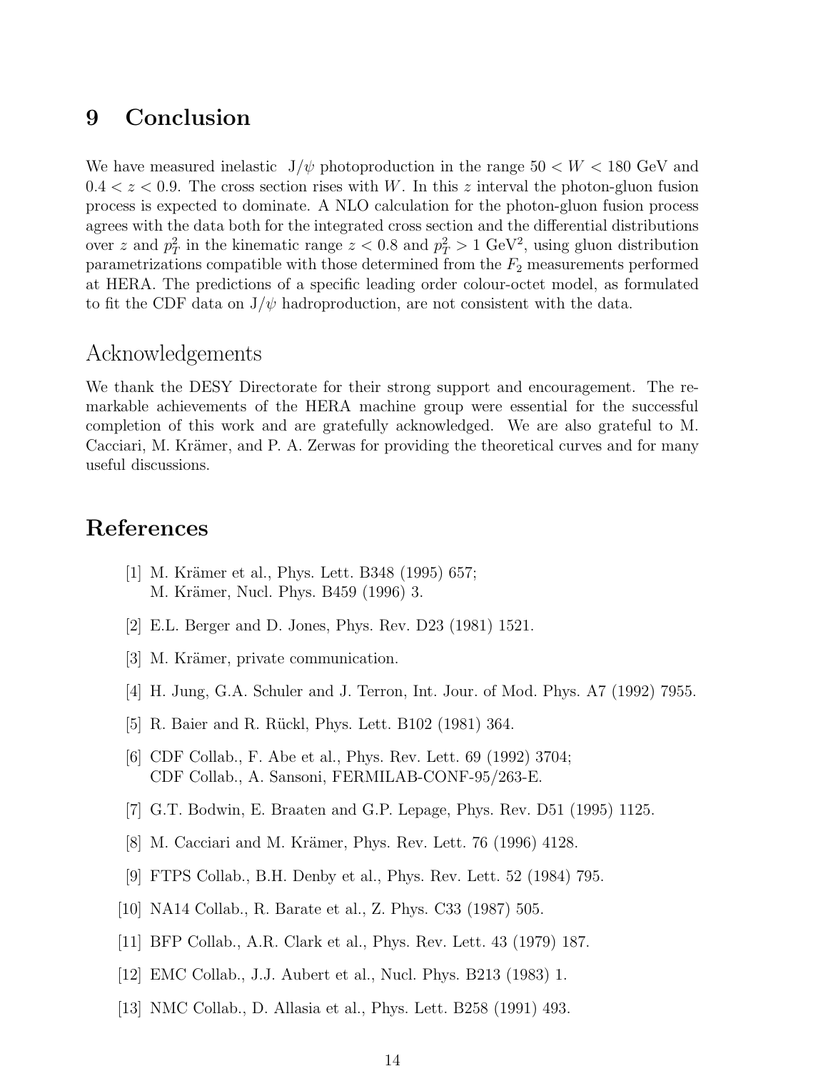## 9 Conclusion

We have measured inelastic J/$\psi$ photoproduction in the range $50 < W < 180$ GeV and $0.4 < z < 0.9$. The cross section rises with $W$. In this $z$ interval the photon-gluon fusion process is expected to dominate. A NLO calculation for the photon-gluon fusion process agrees with the data both for the integrated cross section and the differential distributions over $z$ and $p_T^2$ in the kinematic range $z < 0.8$ and $p_T^2 > 1$ GeV$^2$, using gluon distribution parametrizations compatible with those determined from the $F_2$ measurements performed at HERA. The predictions of a specific leading order colour-octet model, as formulated to fit the CDF data on J/$\psi$ hadroproduction, are not consistent with the data.

## Acknowledgements

We thank the DESY Directorate for their strong support and encouragement. The remarkable achievements of the HERA machine group were essential for the successful completion of this work and are gratefully acknowledged. We are also grateful to M. Cacciari, M. Krämer, and P. A. Zerwas for providing the theoretical curves and for many useful discussions.

## References

[1] M. Krämer et al., Phys. Lett. B348 (1995) 657;
M. Krämer, Nucl. Phys. B459 (1996) 3.

[2] E.L. Berger and D. Jones, Phys. Rev. D23 (1981) 1521.

[3] M. Krämer, private communication.

[4] H. Jung, G.A. Schuler and J. Terron, Int. Jour. of Mod. Phys. A7 (1992) 7955.

[5] R. Baier and R. Rückl, Phys. Lett. B102 (1981) 364.

[6] CDF Collab., F. Abe et al., Phys. Rev. Lett. 69 (1992) 3704;
CDF Collab., A. Sansoni, FERMILAB-CONF-95/263-E.

[7] G.T. Bodwin, E. Braaten and G.P. Lepage, Phys. Rev. D51 (1995) 1125.

[8] M. Cacciari and M. Krämer, Phys. Rev. Lett. 76 (1996) 4128.

[9] FTPS Collab., B.H. Denby et al., Phys. Rev. Lett. 52 (1984) 795.

[10] NA14 Collab., R. Barate et al., Z. Phys. C33 (1987) 505.

[11] BFP Collab., A.R. Clark et al., Phys. Rev. Lett. 43 (1979) 187.

[12] EMC Collab., J.J. Aubert et al., Nucl. Phys. B213 (1983) 1.

[13] NMC Collab., D. Allasia et al., Phys. Lett. B258 (1991) 493.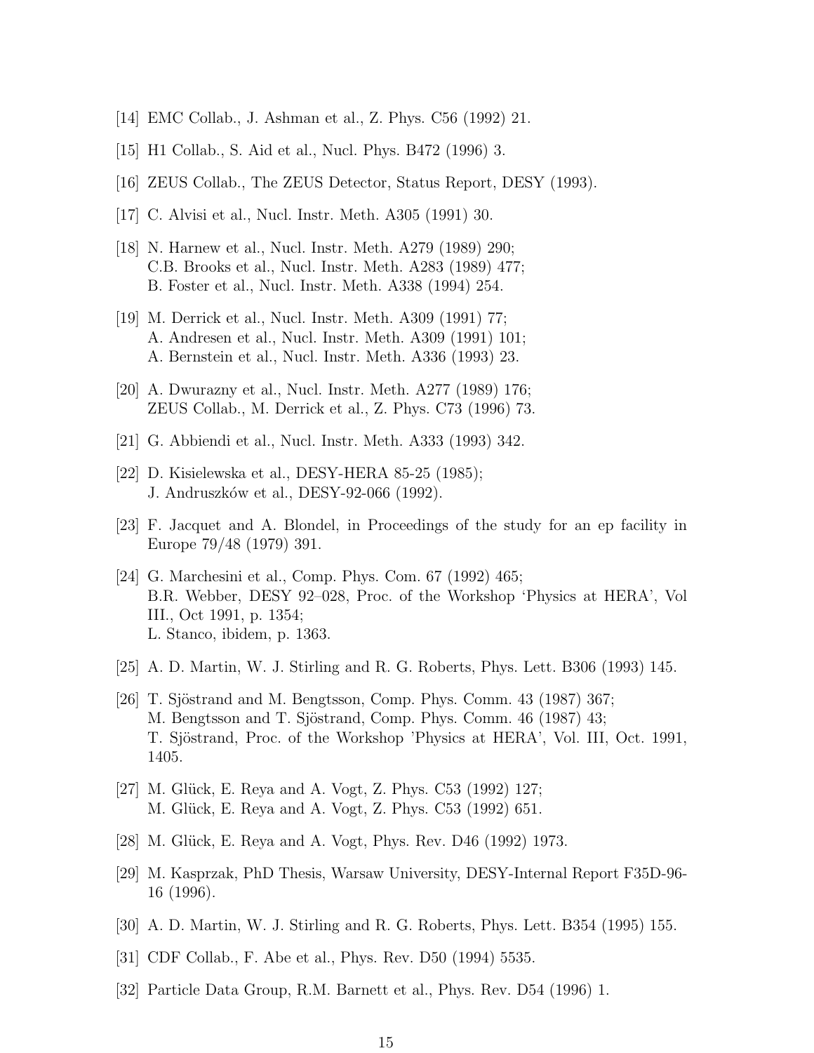[14] EMC Collab., J. Ashman et al., Z. Phys. C56 (1992) 21.

[15] H1 Collab., S. Aid et al., Nucl. Phys. B472 (1996) 3.

[16] ZEUS Collab., The ZEUS Detector, Status Report, DESY (1993).

[17] C. Alvisi et al., Nucl. Instr. Meth. A305 (1991) 30.

[18] N. Harnew et al., Nucl. Instr. Meth. A279 (1989) 290;
C.B. Brooks et al., Nucl. Instr. Meth. A283 (1989) 477;
B. Foster et al., Nucl. Instr. Meth. A338 (1994) 254.

[19] M. Derrick et al., Nucl. Instr. Meth. A309 (1991) 77;
A. Andresen et al., Nucl. Instr. Meth. A309 (1991) 101;
A. Bernstein et al., Nucl. Instr. Meth. A336 (1993) 23.

[20] A. Dwurazny et al., Nucl. Instr. Meth. A277 (1989) 176;
ZEUS Collab., M. Derrick et al., Z. Phys. C73 (1996) 73.

[21] G. Abbiendi et al., Nucl. Instr. Meth. A333 (1993) 342.

[22] D. Kisielewska et al., DESY-HERA 85-25 (1985);
J. Andruszków et al., DESY-92-066 (1992).

[23] F. Jacquet and A. Blondel, in Proceedings of the study for an ep facility in Europe 79/48 (1979) 391.

[24] G. Marchesini et al., Comp. Phys. Com. 67 (1992) 465;
B.R. Webber, DESY 92–028, Proc. of the Workshop 'Physics at HERA', Vol III., Oct 1991, p. 1354;
L. Stanco, ibidem, p. 1363.

[25] A. D. Martin, W. J. Stirling and R. G. Roberts, Phys. Lett. B306 (1993) 145.

[26] T. Sjöstrand and M. Bengtsson, Comp. Phys. Comm. 43 (1987) 367;
M. Bengtsson and T. Sjöstrand, Comp. Phys. Comm. 46 (1987) 43;
T. Sjöstrand, Proc. of the Workshop 'Physics at HERA', Vol. III, Oct. 1991, 1405.

[27] M. Glück, E. Reya and A. Vogt, Z. Phys. C53 (1992) 127;
M. Glück, E. Reya and A. Vogt, Z. Phys. C53 (1992) 651.

[28] M. Glück, E. Reya and A. Vogt, Phys. Rev. D46 (1992) 1973.

[29] M. Kasprzak, PhD Thesis, Warsaw University, DESY-Internal Report F35D-96-16 (1996).

[30] A. D. Martin, W. J. Stirling and R. G. Roberts, Phys. Lett. B354 (1995) 155.

[31] CDF Collab., F. Abe et al., Phys. Rev. D50 (1994) 5535.

[32] Particle Data Group, R.M. Barnett et al., Phys. Rev. D54 (1996) 1.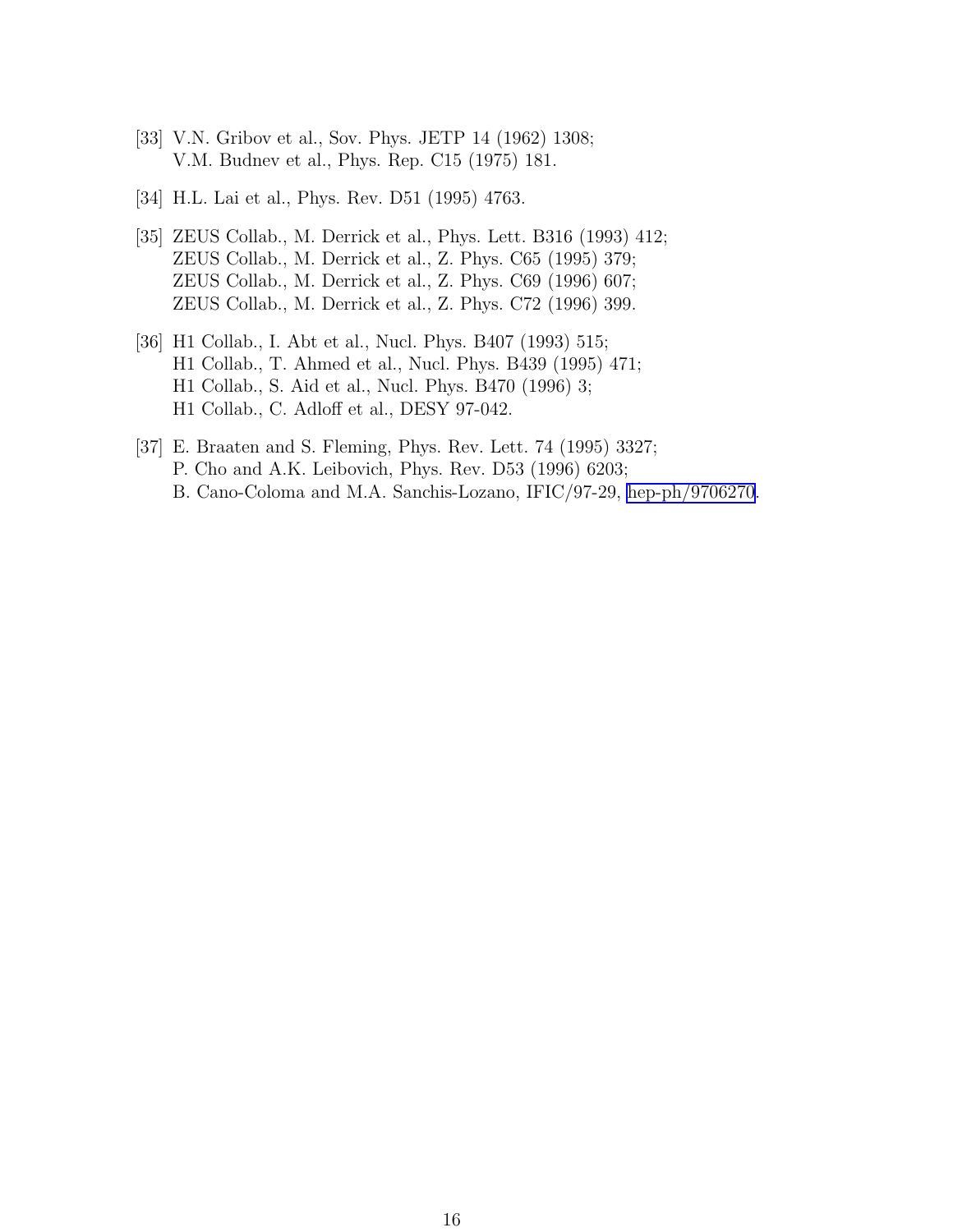[33] V.N. Gribov et al., Sov. Phys. JETP 14 (1962) 1308;
V.M. Budnev et al., Phys. Rep. C15 (1975) 181.

[34] H.L. Lai et al., Phys. Rev. D51 (1995) 4763.

[35] ZEUS Collab., M. Derrick et al., Phys. Lett. B316 (1993) 412;
ZEUS Collab., M. Derrick et al., Z. Phys. C65 (1995) 379;
ZEUS Collab., M. Derrick et al., Z. Phys. C69 (1996) 607;
ZEUS Collab., M. Derrick et al., Z. Phys. C72 (1996) 399.

[36] H1 Collab., I. Abt et al., Nucl. Phys. B407 (1993) 515;
H1 Collab., T. Ahmed et al., Nucl. Phys. B439 (1995) 471;
H1 Collab., S. Aid et al., Nucl. Phys. B470 (1996) 3;
H1 Collab., C. Adloff et al., DESY 97-042.

[37] E. Braaten and S. Fleming, Phys. Rev. Lett. 74 (1995) 3327;
P. Cho and A.K. Leibovich, Phys. Rev. D53 (1996) 6203;
B. Cano-Coloma and M.A. Sanchis-Lozano, IFIC/97-29, hep-ph/9706270.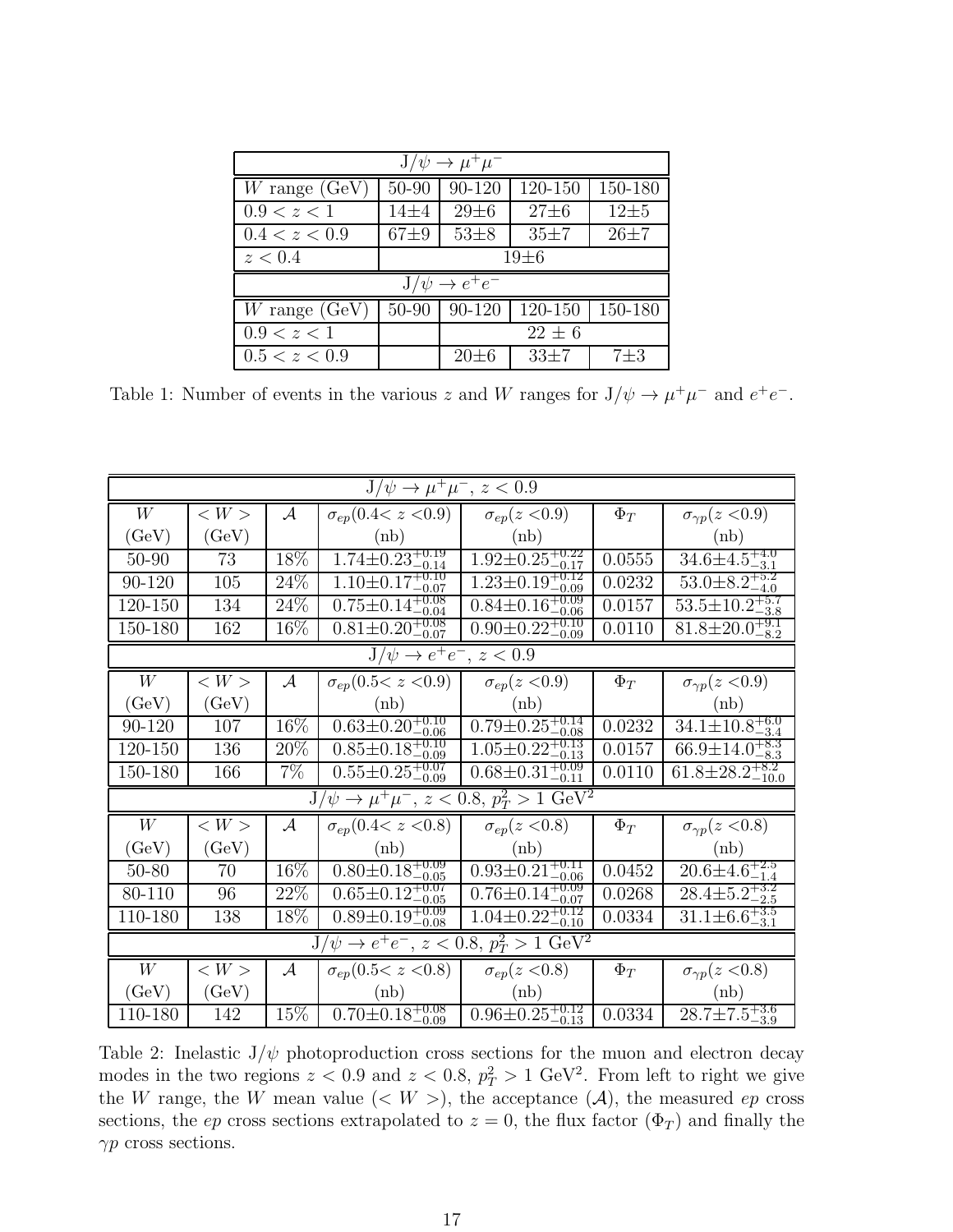| $J/\psi \to \mu^+\mu^-$ | | | | |
|---|---|---|---|---|
| $W$ range (GeV) | 50-90 | 90-120 | 120-150 | 150-180 |
| $0.9 < z < 1$ | 14±4 | 29±6 | 27±6 | 12±5 |
| $0.4 < z < 0.9$ | 67±9 | 53±8 | 35±7 | 26±7 |
| $z < 0.4$ | 19±6 | | | |
| **$J/\psi \to e^+e^-$** | | | | |
| $W$ range (GeV) | 50-90 | 90-120 | 120-150 | 150-180 |
| $0.9 < z < 1$ | | 22 ± 6 | | |
| $0.5 < z < 0.9$ | | 20±6 | 33±7 | 7±3 |

Table 1: Number of events in the various $z$ and $W$ ranges for $J/\psi \to \mu^+\mu^-$ and $e^+e^-$.

| $J/\psi \to \mu^+\mu^-$, $z < 0.9$ | | | | | | |
|---|---|---|---|---|---|---|
| $W$ (GeV) | $< W >$ (GeV) | $\mathcal{A}$ | $\sigma_{ep}(0.4 < z < 0.9)$ (nb) | $\sigma_{ep}(z < 0.9)$ (nb) | $\Phi_T$ | $\sigma_{\gamma p}(z < 0.9)$ (nb) |
| 50-90 | 73 | 18% | $1.74 \pm 0.23^{+0.19}_{-0.14}$ | $1.92 \pm 0.25^{+0.22}_{-0.17}$ | 0.0555 | $34.6 \pm 4.5^{+4.0}_{-3.1}$ |
| 90-120 | 105 | 24% | $1.10 \pm 0.17^{+0.10}_{-0.07}$ | $1.23 \pm 0.19^{+0.12}_{-0.09}$ | 0.0232 | $53.0 \pm 8.2^{+5.2}_{-4.0}$ |
| 120-150 | 134 | 24% | $0.75 \pm 0.14^{+0.08}_{-0.04}$ | $0.84 \pm 0.16^{+0.09}_{-0.06}$ | 0.0157 | $53.5 \pm 10.2^{+5.7}_{-3.8}$ |
| 150-180 | 162 | 16% | $0.81 \pm 0.20^{+0.08}_{-0.07}$ | $0.90 \pm 0.22^{+0.10}_{-0.09}$ | 0.0110 | $81.8 \pm 20.0^{+9.1}_{-8.2}$ |
| **$J/\psi \to e^+e^-$, $z < 0.9$** | | | | | | |
| $W$ (GeV) | $< W >$ (GeV) | $\mathcal{A}$ | $\sigma_{ep}(0.5 < z < 0.9)$ (nb) | $\sigma_{ep}(z < 0.9)$ (nb) | $\Phi_T$ | $\sigma_{\gamma p}(z < 0.9)$ (nb) |
| 90-120 | 107 | 16% | $0.63 \pm 0.20^{+0.10}_{-0.06}$ | $0.79 \pm 0.25^{+0.14}_{-0.08}$ | 0.0232 | $34.1 \pm 10.8^{+6.0}_{-3.4}$ |
| 120-150 | 136 | 20% | $0.85 \pm 0.18^{+0.10}_{-0.09}$ | $1.05 \pm 0.22^{+0.13}_{-0.13}$ | 0.0157 | $66.9 \pm 14.0^{+8.3}_{-8.3}$ |
| 150-180 | 166 | 7% | $0.55 \pm 0.25^{+0.07}_{-0.09}$ | $0.68 \pm 0.31^{+0.09}_{-0.11}$ | 0.0110 | $61.8 \pm 28.2^{+8.2}_{-10.0}$ |
| **$J/\psi \to \mu^+\mu^-$, $z < 0.8$, $p_T^2 > 1$ GeV$^2$** | | | | | | |
| $W$ (GeV) | $< W >$ (GeV) | $\mathcal{A}$ | $\sigma_{ep}(0.4 < z < 0.8)$ (nb) | $\sigma_{ep}(z < 0.8)$ (nb) | $\Phi_T$ | $\sigma_{\gamma p}(z < 0.8)$ (nb) |
| 50-80 | 70 | 16% | $0.80 \pm 0.18^{+0.09}_{-0.05}$ | $0.93 \pm 0.21^{+0.11}_{-0.06}$ | 0.0452 | $20.6 \pm 4.6^{+2.5}_{-1.4}$ |
| 80-110 | 96 | 22% | $0.65 \pm 0.12^{+0.07}_{-0.05}$ | $0.76 \pm 0.14^{+0.09}_{-0.07}$ | 0.0268 | $28.4 \pm 5.2^{+3.2}_{-2.5}$ |
| 110-180 | 138 | 18% | $0.89 \pm 0.19^{+0.09}_{-0.08}$ | $1.04 \pm 0.22^{+0.12}_{-0.10}$ | 0.0334 | $31.1 \pm 6.6^{+3.5}_{-3.1}$ |
| **$J/\psi \to e^+e^-$, $z < 0.8$, $p_T^2 > 1$ GeV$^2$** | | | | | | |
| $W$ (GeV) | $< W >$ (GeV) | $\mathcal{A}$ | $\sigma_{ep}(0.5 < z < 0.8)$ (nb) | $\sigma_{ep}(z < 0.8)$ (nb) | $\Phi_T$ | $\sigma_{\gamma p}(z < 0.8)$ (nb) |
| 110-180 | 142 | 15% | $0.70 \pm 0.18^{+0.08}_{-0.09}$ | $0.96 \pm 0.25^{+0.12}_{-0.13}$ | 0.0334 | $28.7 \pm 7.5^{+3.6}_{-3.9}$ |

Table 2: Inelastic $J/\psi$ photoproduction cross sections for the muon and electron decay modes in the two regions $z < 0.9$ and $z < 0.8$, $p_T^2 > 1$ GeV$^2$. From left to right we give the $W$ range, the $W$ mean value ($< W >$), the acceptance ($\mathcal{A}$), the measured $ep$ cross sections, the $ep$ cross sections extrapolated to $z = 0$, the flux factor ($\Phi_T$) and finally the $\gamma p$ cross sections.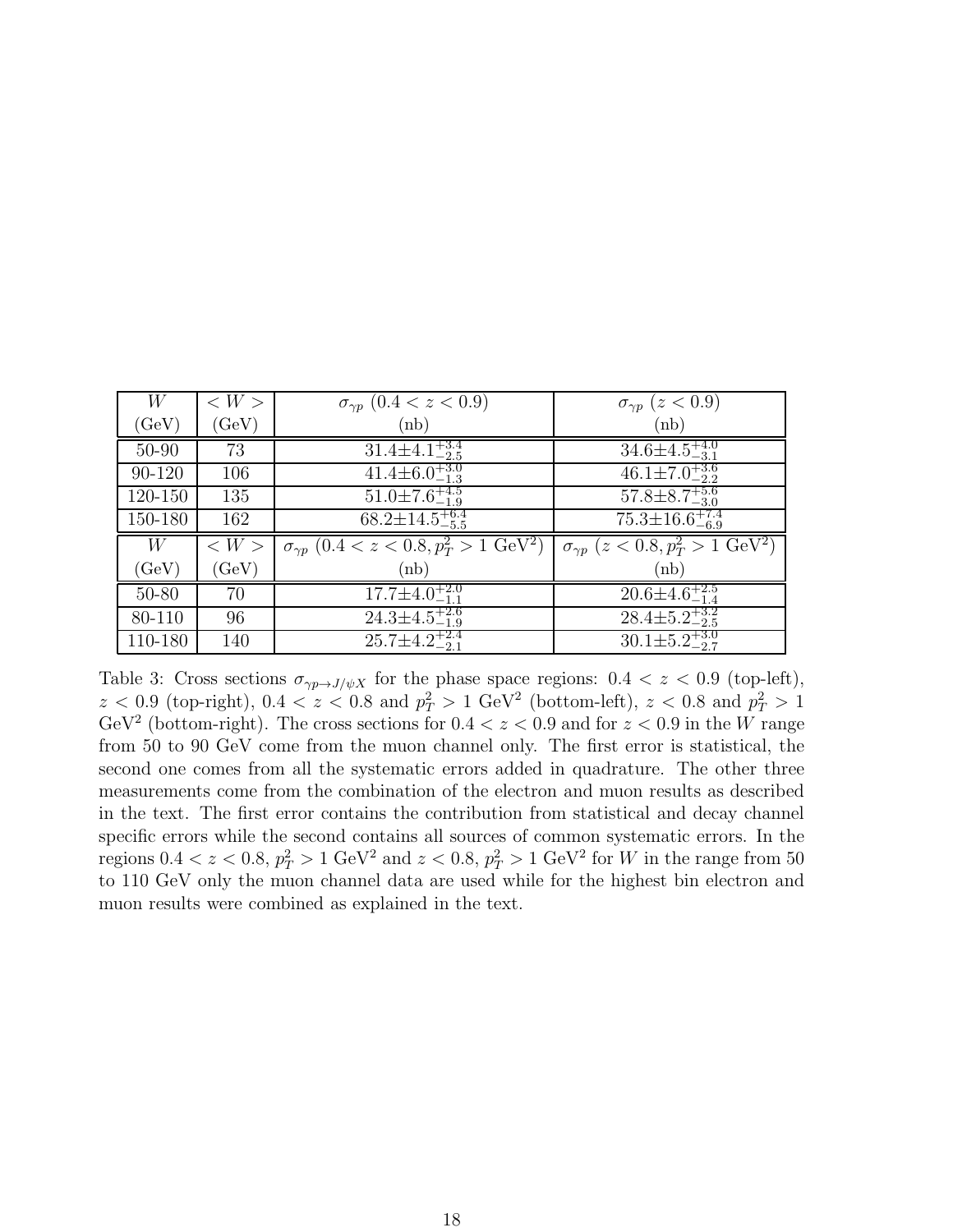| $W$ (GeV) | $<W>$ (GeV) | $\sigma_{\gamma p}$ $(0.4 < z < 0.9)$ (nb) | $\sigma_{\gamma p}$ $(z < 0.9)$ (nb) |
|---|---|---|---|
| 50-90 | 73 | $31.4 \pm 4.1^{+3.4}_{-2.5}$ | $34.6 \pm 4.5^{+4.0}_{-3.1}$ |
| 90-120 | 106 | $41.4 \pm 6.0^{+3.0}_{-1.3}$ | $46.1 \pm 7.0^{+3.6}_{-2.2}$ |
| 120-150 | 135 | $51.0 \pm 7.6^{+4.5}_{-1.9}$ | $57.8 \pm 8.7^{+5.6}_{-3.0}$ |
| 150-180 | 162 | $68.2 \pm 14.5^{+6.4}_{-5.5}$ | $75.3 \pm 16.6^{+7.4}_{-6.9}$ |
| $W$ (GeV) | $<W>$ (GeV) | $\sigma_{\gamma p}$ $(0.4 < z < 0.8, p_T^2 > 1$ GeV$^2)$ (nb) | $\sigma_{\gamma p}$ $(z < 0.8, p_T^2 > 1$ GeV$^2)$ (nb) |
| 50-80 | 70 | $17.7 \pm 4.0^{+2.0}_{-1.1}$ | $20.6 \pm 4.6^{+2.5}_{-1.4}$ |
| 80-110 | 96 | $24.3 \pm 4.5^{+2.6}_{-1.9}$ | $28.4 \pm 5.2^{+3.2}_{-2.5}$ |
| 110-180 | 140 | $25.7 \pm 4.2^{+2.4}_{-2.1}$ | $30.1 \pm 5.2^{+3.0}_{-2.7}$ |

Table 3: Cross sections $\sigma_{\gamma p \to J/\psi X}$ for the phase space regions: $0.4 < z < 0.9$ (top-left), $z < 0.9$ (top-right), $0.4 < z < 0.8$ and $p_T^2 > 1$ GeV$^2$ (bottom-left), $z < 0.8$ and $p_T^2 > 1$ GeV$^2$ (bottom-right). The cross sections for $0.4 < z < 0.9$ and for $z < 0.9$ in the $W$ range from 50 to 90 GeV come from the muon channel only. The first error is statistical, the second one comes from all the systematic errors added in quadrature. The other three measurements come from the combination of the electron and muon results as described in the text. The first error contains the contribution from statistical and decay channel specific errors while the second contains all sources of common systematic errors. In the regions $0.4 < z < 0.8$, $p_T^2 > 1$ GeV$^2$ and $z < 0.8$, $p_T^2 > 1$ GeV$^2$ for $W$ in the range from 50 to 110 GeV only the muon channel data are used while for the highest bin electron and muon results were combined as explained in the text.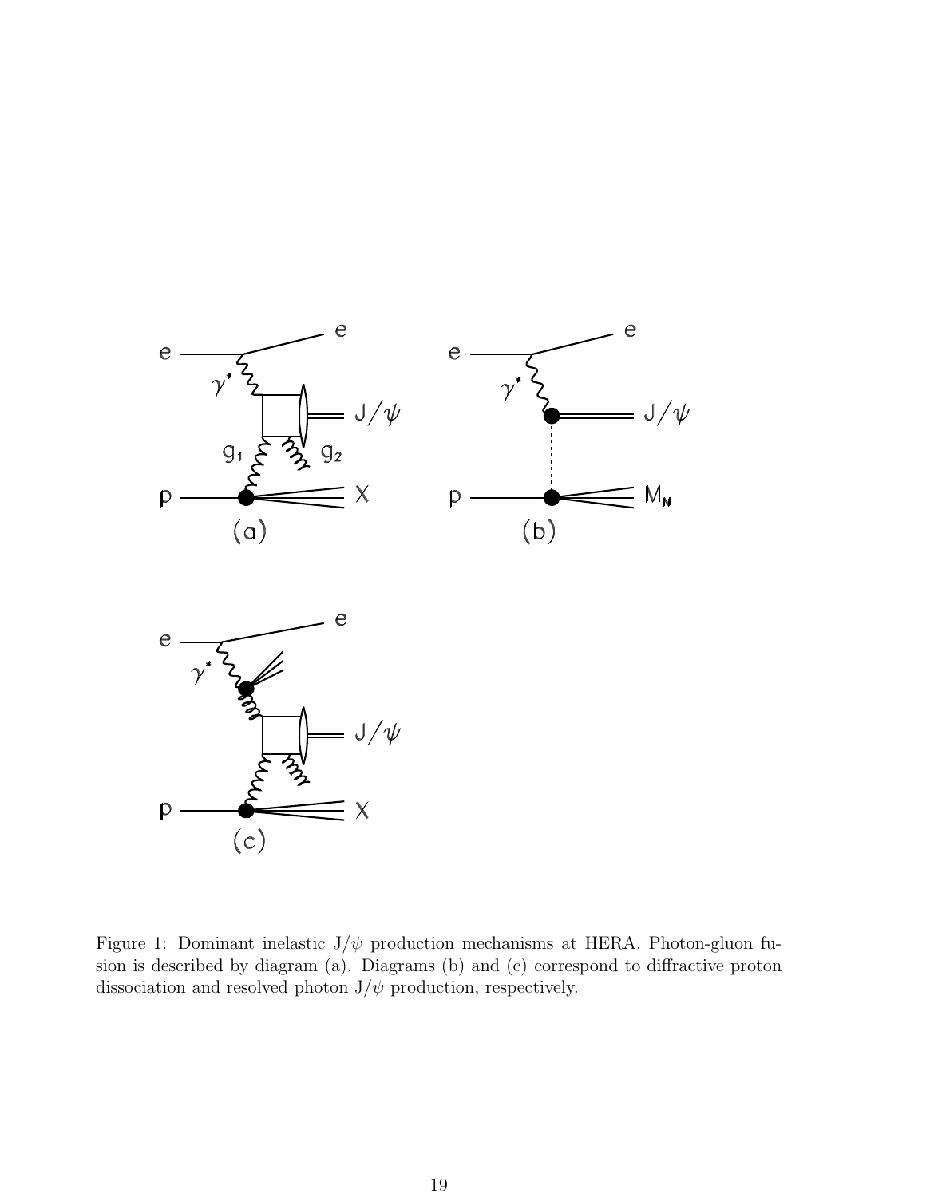Figure 1: Dominant inelastic J/$\psi$ production mechanisms at HERA. Photon-gluon fusion is described by diagram (a). Diagrams (b) and (c) correspond to diffractive proton dissociation and resolved photon J/$\psi$ production, respectively.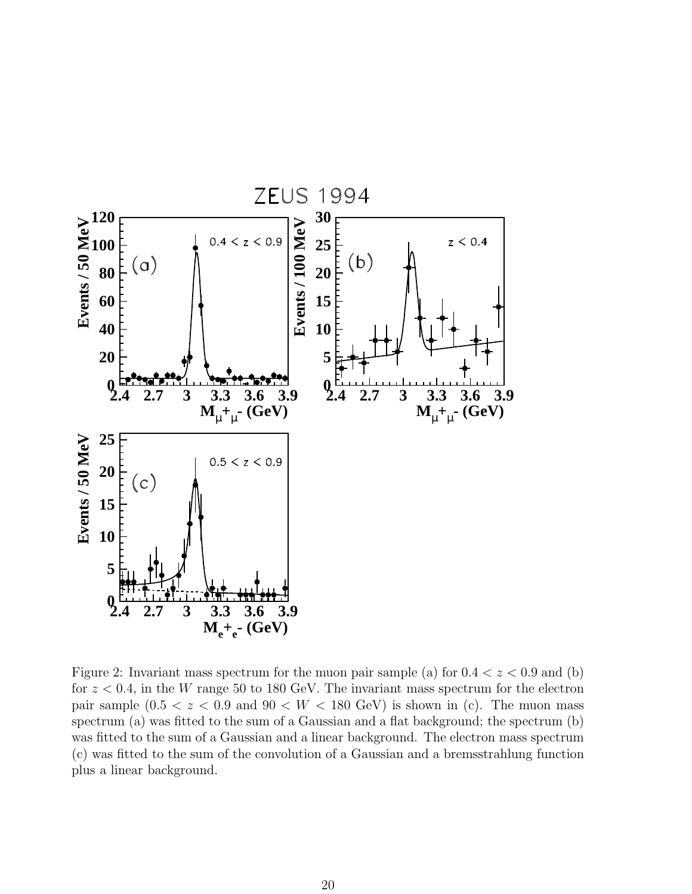Figure 2: Invariant mass spectrum for the muon pair sample (a) for $0.4 < z < 0.9$ and (b) for $z < 0.4$, in the $W$ range 50 to 180 GeV. The invariant mass spectrum for the electron pair sample ($0.5 < z < 0.9$ and $90 < W < 180$ GeV) is shown in (c). The muon mass spectrum (a) was fitted to the sum of a Gaussian and a flat background; the spectrum (b) was fitted to the sum of a Gaussian and a linear background. The electron mass spectrum (c) was fitted to the sum of the convolution of a Gaussian and a bremsstrahlung function plus a linear background.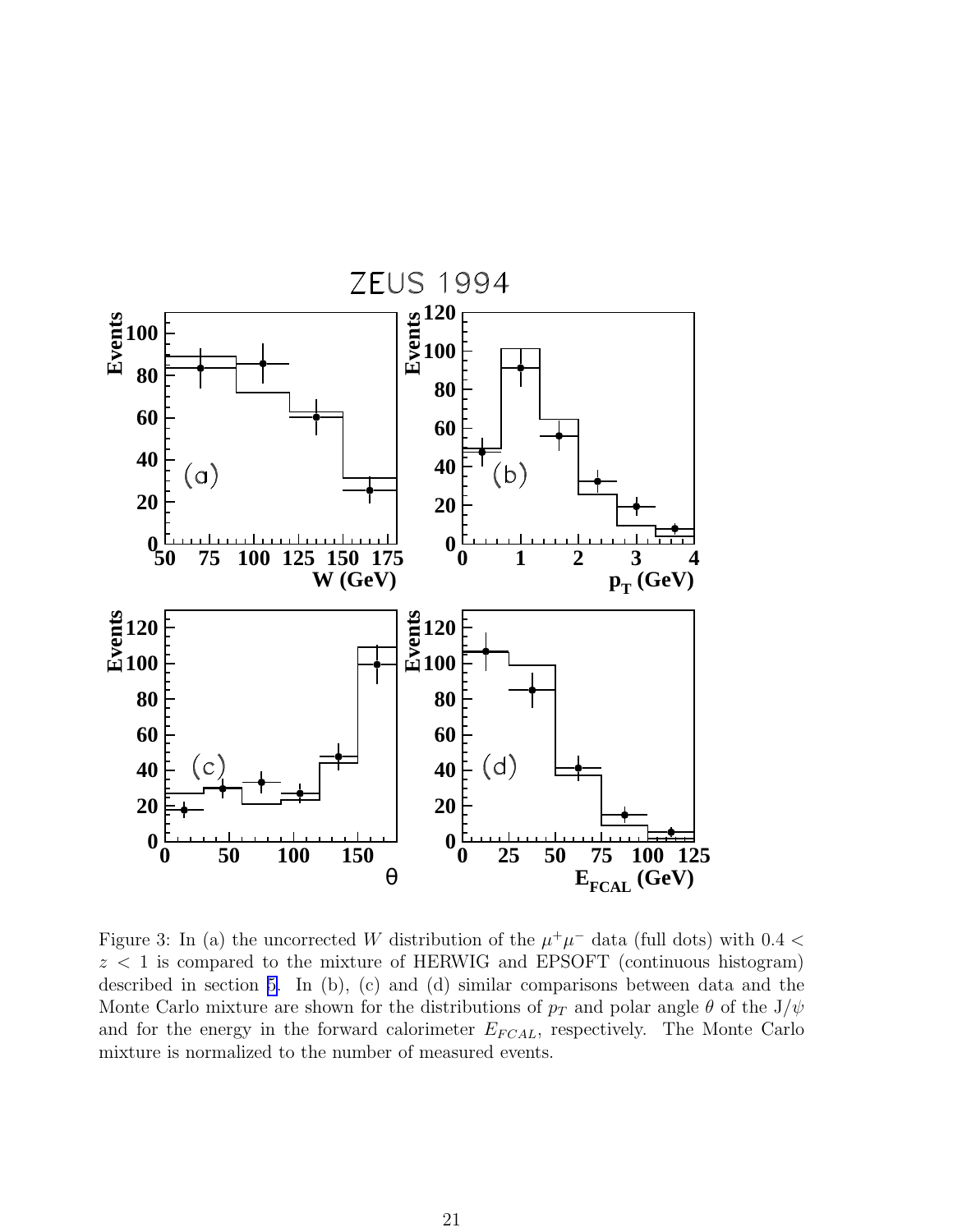Figure 3: In (a) the uncorrected $W$ distribution of the $\mu^+\mu^-$ data (full dots) with $0.4 < z < 1$ is compared to the mixture of HERWIG and EPSOFT (continuous histogram) described in section 5. In (b), (c) and (d) similar comparisons between data and the Monte Carlo mixture are shown for the distributions of $p_T$ and polar angle $\theta$ of the J/$\psi$ and for the energy in the forward calorimeter $E_{FCAL}$, respectively. The Monte Carlo mixture is normalized to the number of measured events.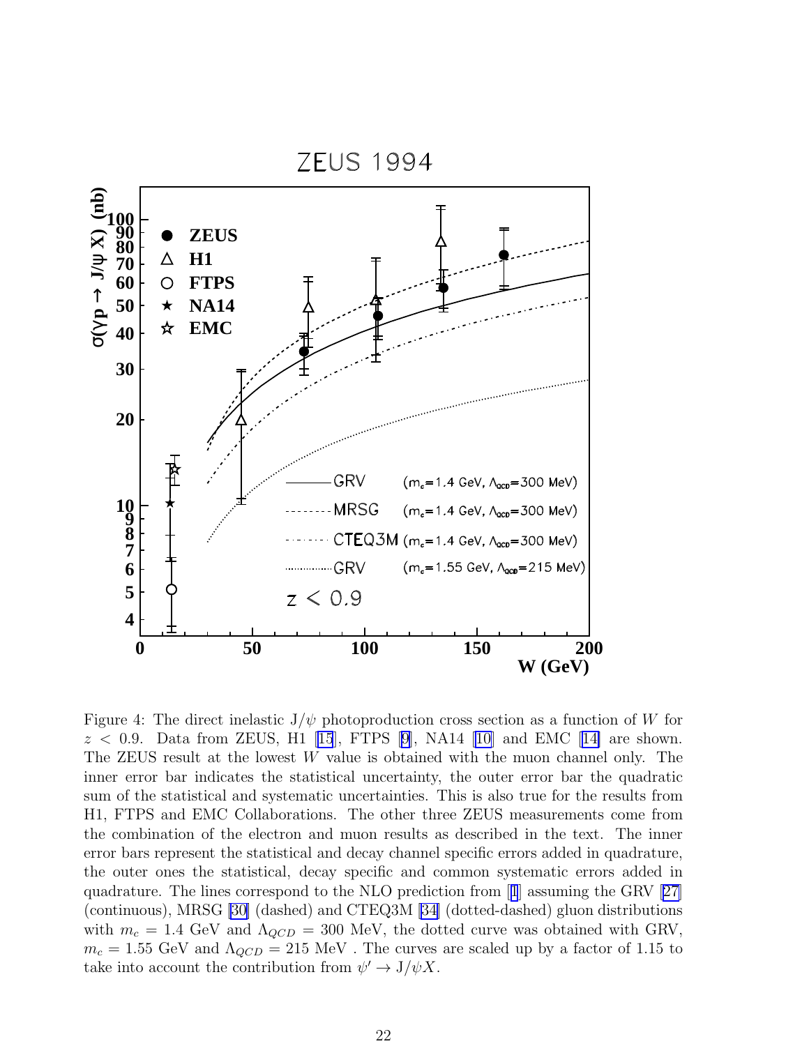Figure 4: The direct inelastic J/$\psi$ photoproduction cross section as a function of $W$ for $z < 0.9$. Data from ZEUS, H1 [15], FTPS [9], NA14 [10] and EMC [14] are shown. The ZEUS result at the lowest $W$ value is obtained with the muon channel only. The inner error bar indicates the statistical uncertainty, the outer error bar the quadratic sum of the statistical and systematic uncertainties. This is also true for the results from H1, FTPS and EMC Collaborations. The other three ZEUS measurements come from the combination of the electron and muon results as described in the text. The inner error bars represent the statistical and decay channel specific errors added in quadrature, the outer ones the statistical, decay specific and common systematic errors added in quadrature. The lines correspond to the NLO prediction from [1] assuming the GRV [27] (continuous), MRSG [30] (dashed) and CTEQ3M [34] (dotted-dashed) gluon distributions with $m_c = 1.4$ GeV and $\Lambda_{QCD} = 300$ MeV, the dotted curve was obtained with GRV, $m_c = 1.55$ GeV and $\Lambda_{QCD} = 215$ MeV . The curves are scaled up by a factor of 1.15 to take into account the contribution from $\psi' \to \mathrm{J}/\psi X$.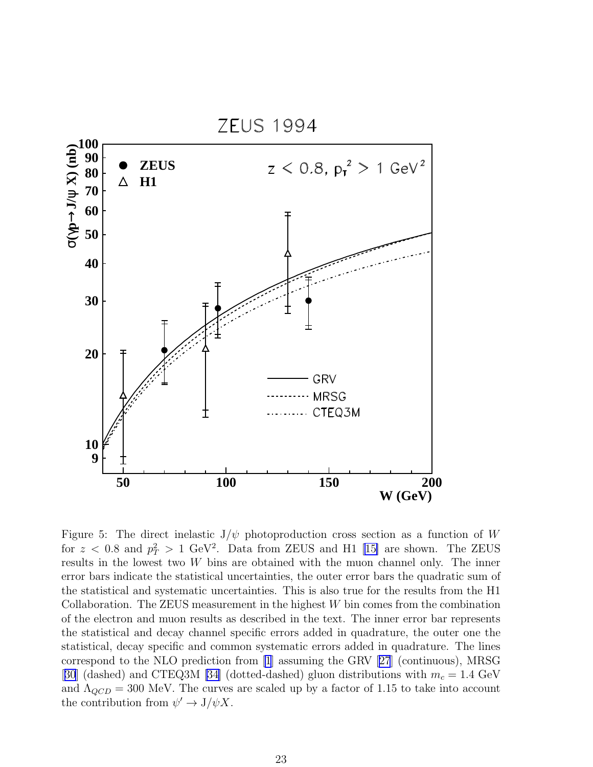Figure 5: The direct inelastic J/$\psi$ photoproduction cross section as a function of $W$ for $z < 0.8$ and $p_T^2 > 1$ GeV$^2$. Data from ZEUS and H1 [15] are shown. The ZEUS results in the lowest two $W$ bins are obtained with the muon channel only. The inner error bars indicate the statistical uncertainties, the outer error bars the quadratic sum of the statistical and systematic uncertainties. This is also true for the results from the H1 Collaboration. The ZEUS measurement in the highest $W$ bin comes from the combination of the electron and muon results as described in the text. The inner error bar represents the statistical and decay channel specific errors added in quadrature, the outer one the statistical, decay specific and common systematic errors added in quadrature. The lines correspond to the NLO prediction from [1] assuming the GRV [27] (continuous), MRSG [30] (dashed) and CTEQ3M [34] (dotted-dashed) gluon distributions with $m_c = 1.4$ GeV and $\Lambda_{QCD} = 300$ MeV. The curves are scaled up by a factor of 1.15 to take into account the contribution from $\psi' \rightarrow$ J/$\psi X$.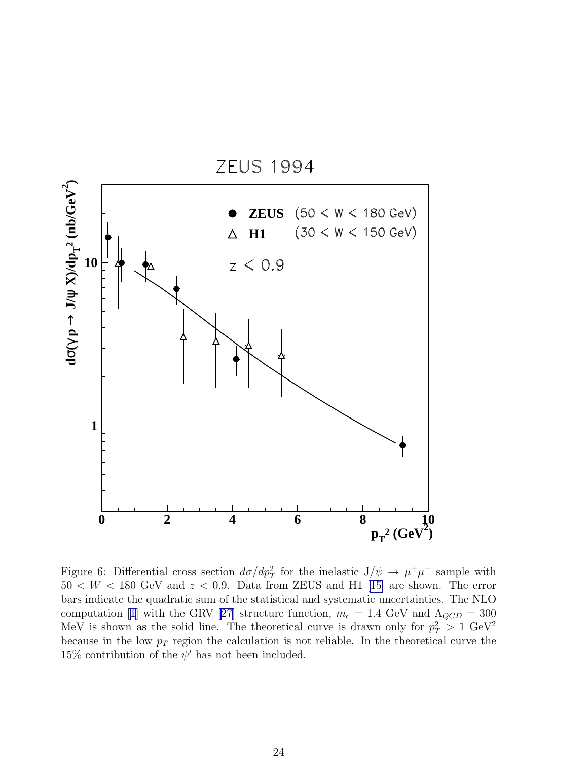Figure 6: Differential cross section $d\sigma/dp_T^2$ for the inelastic J/$\psi \rightarrow \mu^+\mu^-$ sample with $50 < W < 180$ GeV and $z < 0.9$. Data from ZEUS and H1 [15] are shown. The error bars indicate the quadratic sum of the statistical and systematic uncertainties. The NLO computation [1] with the GRV [27] structure function, $m_c = 1.4$ GeV and $\Lambda_{QCD} = 300$ MeV is shown as the solid line. The theoretical curve is drawn only for $p_T^2 > 1$ GeV$^2$ because in the low $p_T$ region the calculation is not reliable. In the theoretical curve the 15% contribution of the $\psi'$ has not been included.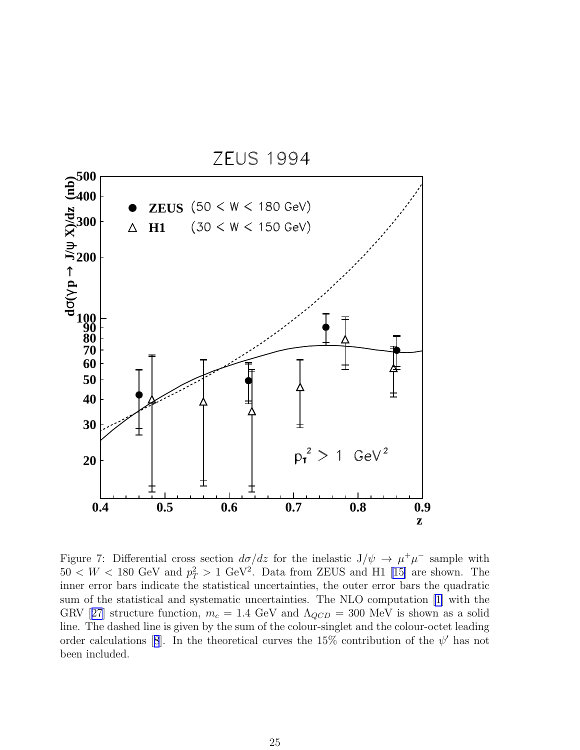ZEUS 1994

dσ(γp → J/ψ X)/dz (nb)

500
400
300
200
100
90
80
70
60
50
40
30
20

● ZEUS (50 < W < 180 GeV)

△ H1 (30 < W < 150 GeV)

$p_T^2 > 1$ GeV$^2$

0.4
0.5
0.6
0.7
0.8
0.9

z

Figure 7: Differential cross section $d\sigma/dz$ for the inelastic $\mathrm{J}/\psi \to \mu^+\mu^-$ sample with $50 < W < 180$ GeV and $p_T^2 > 1$ GeV$^2$. Data from ZEUS and H1 [15] are shown. The inner error bars indicate the statistical uncertainties, the outer error bars the quadratic sum of the statistical and systematic uncertainties. The NLO computation [1] with the GRV [27] structure function, $m_c = 1.4$ GeV and $\Lambda_{QCD} = 300$ MeV is shown as a solid line. The dashed line is given by the sum of the colour-singlet and the colour-octet leading order calculations [8]. In the theoretical curves the 15% contribution of the $\psi'$ has not been included.